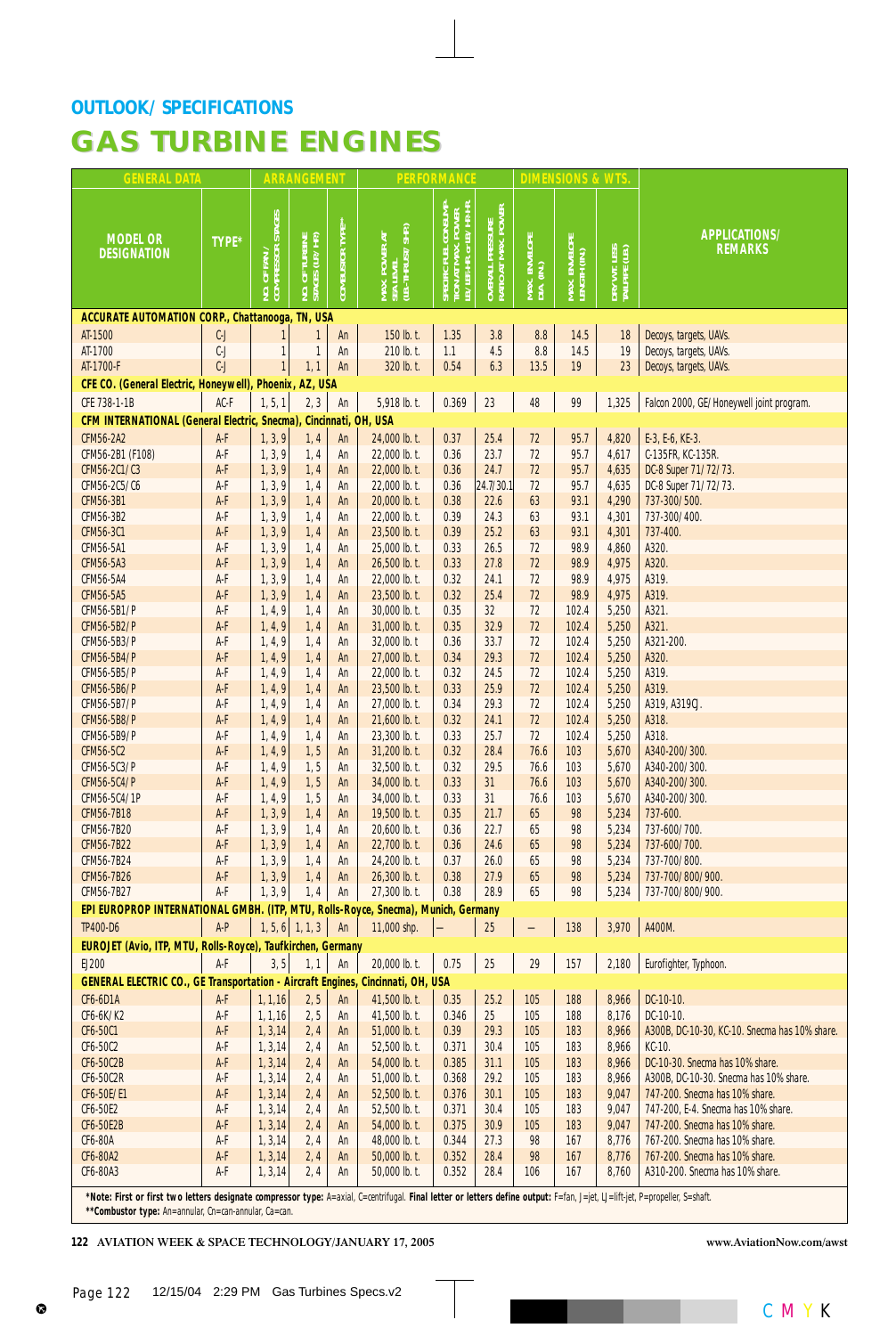## OUTLOOK/ SPECIFICATIONS

# GAS TURBINE ENGINES

| GENERAL DATA | | ARRANGEMENT | | | PERFORMANCE | | | DIMENSIONS & WTS. | | | |
|---|---|---|---|---|---|---|---|---|---|---|---|
| MODEL OR DESIGNATION | TYPE* | NO. OF FAN/ COMPRESSOR STAGES | NO. OF TURBINE STAGES (LP/ HP) | COMBUSTOR TYPE** | MAX. POWER AT SEA LEVEL (LB.-THRUST/ SHP.) | SPECIFIC FUEL CONSUMPTION AT MAX. POWER LB./LB.-HR. or LB./ HP.-HR. | OVERALL PRESSURE RATIO AT MAX. POWER | MAX. ENVELOPE DIA. (IN.) | MAX. ENVELOPE LENGTH (IN.) | DRY WT. LESS TAILPIPE (LB.) | APPLICATIONS/ REMARKS |
| **ACCURATE AUTOMATION CORP., Chattanooga, TN, USA** | | | | | | | | | | | |
| AT-1500 | C-J | 1 | 1 | An | 150 lb. t. | 1.35 | 3.8 | 8.8 | 14.5 | 18 | Decoys, targets, UAVs. |
| AT-1700 | C-J | 1 | 1 | An | 210 lb. t. | 1.1 | 4.5 | 8.8 | 14.5 | 19 | Decoys, targets, UAVs. |
| AT-1700-F | C-J | 1 | 1, 1 | An | 320 lb. t. | 0.54 | 6.3 | 13.5 | 19 | 23 | Decoys, targets, UAVs. |
| **CFE CO. (General Electric, Honeywell), Phoenix, AZ, USA** | | | | | | | | | | | |
| CFE 738-1-1B | AC-F | 1, 5, 1 | 2, 3 | An | 5,918 lb. t. | 0.369 | 23 | 48 | 99 | 1,325 | Falcon 2000, GE/Honeywell joint program. |
| **CFM INTERNATIONAL (General Electric, Snecma), Cincinnati, OH, USA** | | | | | | | | | | | |
| CFM56-2A2 | A-F | 1, 3, 9 | 1, 4 | An | 24,000 lb. t. | 0.37 | 25.4 | 72 | 95.7 | 4,820 | E-3, E-6, KE-3. |
| CFM56-2B1 (F108) | A-F | 1, 3, 9 | 1, 4 | An | 22,000 lb. t. | 0.36 | 23.7 | 72 | 95.7 | 4,617 | C-135FR, KC-135R. |
| CFM56-2C1/C3 | A-F | 1, 3, 9 | 1, 4 | An | 22,000 lb. t. | 0.36 | 24.7 | 72 | 95.7 | 4,635 | DC-8 Super 71/72/73. |
| CFM56-2C5/C6 | A-F | 1, 3, 9 | 1, 4 | An | 22,000 lb. t. | 0.36 | 24.7/30.1 | 72 | 95.7 | 4,635 | DC-8 Super 71/72/73. |
| CFM56-3B1 | A-F | 1, 3, 9 | 1, 4 | An | 20,000 lb. t. | 0.38 | 22.6 | 63 | 93.1 | 4,290 | 737-300/500. |
| CFM56-3B2 | A-F | 1, 3, 9 | 1, 4 | An | 22,000 lb. t. | 0.39 | 24.3 | 63 | 93.1 | 4,301 | 737-300/400. |
| CFM56-3C1 | A-F | 1, 3, 9 | 1, 4 | An | 23,500 lb. t. | 0.39 | 25.2 | 63 | 93.1 | 4,301 | 737-400. |
| CFM56-5A1 | A-F | 1, 3, 9 | 1, 4 | An | 25,000 lb. t. | 0.33 | 26.5 | 72 | 98.9 | 4,860 | A320. |
| CFM56-5A3 | A-F | 1, 3, 9 | 1, 4 | An | 26,500 lb. t. | 0.33 | 27.8 | 72 | 98.9 | 4,975 | A320. |
| CFM56-5A4 | A-F | 1, 3, 9 | 1, 4 | An | 22,000 lb. t. | 0.32 | 24.1 | 72 | 98.9 | 4,975 | A319. |
| CFM56-5A5 | A-F | 1, 3, 9 | 1, 4 | An | 23,500 lb. t. | 0.32 | 25.4 | 72 | 98.9 | 4,975 | A319. |
| CFM56-5B1/P | A-F | 1, 4, 9 | 1, 4 | An | 30,000 lb. t. | 0.35 | 32 | 72 | 102.4 | 5,250 | A321. |
| CFM56-5B2/P | A-F | 1, 4, 9 | 1, 4 | An | 31,000 lb. t. | 0.35 | 32.9 | 72 | 102.4 | 5,250 | A321. |
| CFM56-5B3/P | A-F | 1, 4, 9 | 1, 4 | An | 32,000 lb. t | 0.36 | 33.7 | 72 | 102.4 | 5,250 | A321-200. |
| CFM56-5B4/P | A-F | 1, 4, 9 | 1, 4 | An | 27,000 lb. t. | 0.34 | 29.3 | 72 | 102.4 | 5,250 | A320. |
| CFM56-5B5/P | A-F | 1, 4, 9 | 1, 4 | An | 22,000 lb. t. | 0.32 | 24.5 | 72 | 102.4 | 5,250 | A319. |
| CFM56-5B6/P | A-F | 1, 4, 9 | 1, 4 | An | 23,500 lb. t. | 0.33 | 25.9 | 72 | 102.4 | 5,250 | A319. |
| CFM56-5B7/P | A-F | 1, 4, 9 | 1, 4 | An | 27,000 lb. t. | 0.34 | 29.3 | 72 | 102.4 | 5,250 | A319, A319CJ. |
| CFM56-5B8/P | A-F | 1, 4, 9 | 1, 4 | An | 21,600 lb. t. | 0.32 | 24.1 | 72 | 102.4 | 5,250 | A318. |
| CFM56-5B9/P | A-F | 1, 4, 9 | 1, 4 | An | 23,300 lb. t. | 0.33 | 25.7 | 72 | 102.4 | 5,250 | A318. |
| CFM56-5C2 | A-F | 1, 4, 9 | 1, 5 | An | 31,200 lb. t. | 0.32 | 28.4 | 76.6 | 103 | 5,670 | A340-200/300. |
| CFM56-5C3/P | A-F | 1, 4, 9 | 1, 5 | An | 32,500 lb. t. | 0.32 | 29.5 | 76.6 | 103 | 5,670 | A340-200/300. |
| CFM56-5C4/P | A-F | 1, 4, 9 | 1, 5 | An | 34,000 lb. t. | 0.33 | 31 | 76.6 | 103 | 5,670 | A340-200/300. |
| CFM56-5C4/1P | A-F | 1, 4, 9 | 1, 5 | An | 34,000 lb. t. | 0.33 | 31 | 76.6 | 103 | 5,670 | A340-200/300. |
| CFM56-7B18 | A-F | 1, 3, 9 | 1, 4 | An | 19,500 lb. t. | 0.35 | 21.7 | 65 | 98 | 5,234 | 737-600. |
| CFM56-7B20 | A-F | 1, 3, 9 | 1, 4 | An | 20,600 lb. t. | 0.36 | 22.7 | 65 | 98 | 5,234 | 737-600/700. |
| CFM56-7B22 | A-F | 1, 3, 9 | 1, 4 | An | 22,700 lb. t. | 0.36 | 24.6 | 65 | 98 | 5,234 | 737-600/700. |
| CFM56-7B24 | A-F | 1, 3, 9 | 1, 4 | An | 24,200 lb. t. | 0.37 | 26.0 | 65 | 98 | 5,234 | 737-700/800. |
| CFM56-7B26 | A-F | 1, 3, 9 | 1, 4 | An | 26,300 lb. t. | 0.38 | 27.9 | 65 | 98 | 5,234 | 737-700/800/900. |
| CFM56-7B27 | A-F | 1, 3, 9 | 1, 4 | An | 27,300 lb. t. | 0.38 | 28.9 | 65 | 98 | 5,234 | 737-700/800/900. |
| **EPI EUROPROP INTERNATIONAL GMBH. (ITP, MTU, Rolls-Royce, Snecma), Munich, Germany** | | | | | | | | | | | |
| TP400-D6 | A-P | 1, 5, 6 | 1, 1, 3 | An | 11,000 shp. | — | 25 | — | 138 | 3,970 | A400M. |
| **EUROJET (Avio, ITP, MTU, Rolls-Royce), Taufkirchen, Germany** | | | | | | | | | | | |
| EJ200 | A-F | 3, 5 | 1, 1 | An | 20,000 lb. t. | 0.75 | 25 | 29 | 157 | 2,180 | Eurofighter, Typhoon. |
| **GENERAL ELECTRIC CO., GE Transportation - Aircraft Engines, Cincinnati, OH, USA** | | | | | | | | | | | |
| CF6-6D1A | A-F | 1, 1, 16 | 2, 5 | An | 41,500 lb. t. | 0.35 | 25.2 | 105 | 188 | 8,966 | DC-10-10. |
| CF6-6K/K2 | A-F | 1, 1, 16 | 2, 5 | An | 41,500 lb. t. | 0.346 | 25 | 105 | 188 | 8,176 | DC-10-10. |
| CF6-50C1 | A-F | 1, 3, 14 | 2, 4 | An | 51,000 lb. t. | 0.39 | 29.3 | 105 | 183 | 8,966 | A300B, DC-10-30, KC-10. Snecma has 10% share. |
| CF6-50C2 | A-F | 1, 3, 14 | 2, 4 | An | 52,500 lb. t. | 0.371 | 30.4 | 105 | 183 | 8,966 | KC-10. |
| CF6-50C2B | A-F | 1, 3, 14 | 2, 4 | An | 54,000 lb. t. | 0.385 | 31.1 | 105 | 183 | 8,966 | DC-10-30. Snecma has 10% share. |
| CF6-50C2R | A-F | 1, 3, 14 | 2, 4 | An | 51,000 lb. t. | 0.368 | 29.2 | 105 | 183 | 8,966 | A300B, DC-10-30. Snecma has 10% share. |
| CF6-50E/E1 | A-F | 1, 3, 14 | 2, 4 | An | 52,500 lb. t. | 0.376 | 30.1 | 105 | 183 | 9,047 | 747-200. Snecma has 10% share. |
| CF6-50E2 | A-F | 1, 3, 14 | 2, 4 | An | 52,500 lb. t. | 0.371 | 30.4 | 105 | 183 | 9,047 | 747-200, E-4. Snecma has 10% share. |
| CF6-50E2B | A-F | 1, 3, 14 | 2, 4 | An | 54,000 lb. t. | 0.375 | 30.9 | 105 | 183 | 9,047 | 747-200. Snecma has 10% share. |
| CF6-80A | A-F | 1, 3, 14 | 2, 4 | An | 48,000 lb. t. | 0.344 | 27.3 | 98 | 167 | 8,776 | 767-200. Snecma has 10% share. |
| CF6-80A2 | A-F | 1, 3, 14 | 2, 4 | An | 50,000 lb. t. | 0.352 | 28.4 | 98 | 167 | 8,776 | 767-200. Snecma has 10% share. |
| CF6-80A3 | A-F | 1, 3, 14 | 2, 4 | An | 50,000 lb. t. | 0.352 | 28.4 | 106 | 167 | 8,760 | A310-200. Snecma has 10% share. |

***Note: First or first two letters designate compressor type:** A=axial, C=centrifugal. **Final letter or letters define output:** F=fan, J=jet, LJ=lift-jet, P=propeller, S=shaft.
****Combustor type:** An=annular, Cn=can-annular, Ca=can.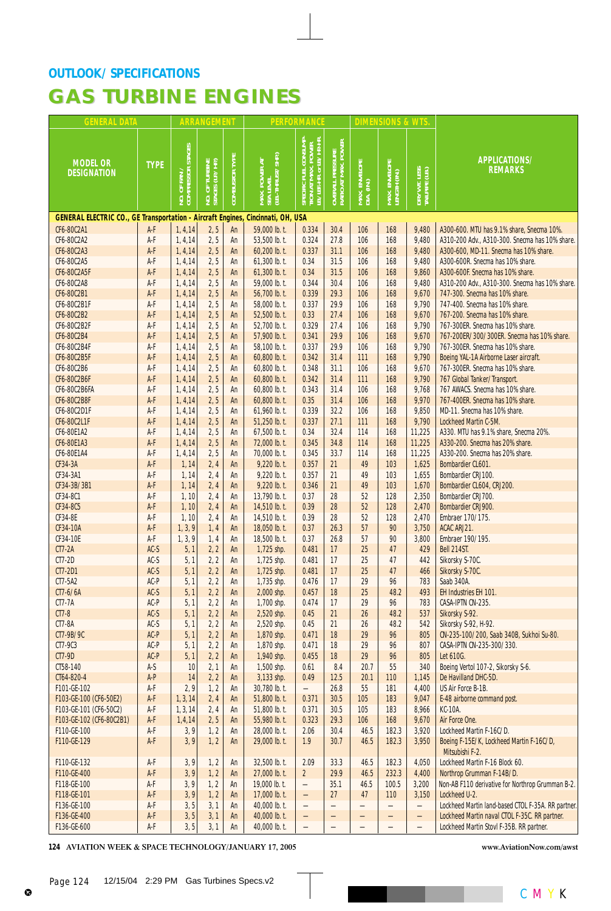## OUTLOOK/ SPECIFICATIONS

# GAS TURBINE ENGINES

| GENERAL DATA | | ARRANGEMENT | | | PERFORMANCE | | | DIMENSIONS & WTS. | | | |
|---|---|---|---|---|---|---|---|---|---|---|---|
| MODEL OR DESIGNATION | TYPE | NO. OF FAN/ COMPRESSOR STAGES | NO. OF TURBINE STAGES (LP/ HP) | COMBUSTOR TYPE | MAX. POWER AT SEA LEVEL (LB.-THRUST/ SHP.) | SPECIFIC FUEL CONSUMPTION AT MAX. POWER LB./LBS.-HR. or LB./ HP-HR. | OVERALL PRESSURE RATIO AT MAX. POWER | MAX. ENVELOPE DIA. (IN.) | MAX. ENVELOPE LENGTH (IN.) | DRY WT. LESS TAILPIPE (LB.) | APPLICATIONS/ REMARKS |
| **GENERAL ELECTRIC CO., GE Transportation - Aircraft Engines, Cincinnati, OH, USA** | | | | | | | | | | | |
| CF6-80C2A1 | A-F | 1, 4,14 | 2, 5 | An | 59,000 lb. t. | 0.334 | 30.4 | 106 | 168 | 9,480 | A300-600. MTU has 9.1% share, Snecma 10%. |
| CF6-80C2A2 | A-F | 1, 4,14 | 2, 5 | An | 53,500 lb. t. | 0.324 | 27.8 | 106 | 168 | 9,480 | A310-200 Adv., A310-300. Snecma has 10% share. |
| CF6-80C2A3 | A-F | 1, 4,14 | 2, 5 | An | 60,200 lb. t. | 0.337 | 31.1 | 106 | 168 | 9,480 | A300-600, MD-11. Snecma has 10% share. |
| CF6-80C2A5 | A-F | 1, 4,14 | 2, 5 | An | 61,300 lb. t. | 0.34 | 31.5 | 106 | 168 | 9,480 | A300-600R. Snecma has 10% share. |
| CF6-80C2A5F | A-F | 1, 4,14 | 2, 5 | An | 61,300 lb. t. | 0.34 | 31.5 | 106 | 168 | 9,860 | A300-600F. Snecma has 10% share. |
| CF6-80C2A8 | A-F | 1, 4,14 | 2, 5 | An | 59,000 lb. t. | 0.344 | 30.4 | 106 | 168 | 9,480 | A310-200 Adv., A310-300. Snecma has 10% share. |
| CF6-80C2B1 | A-F | 1, 4,14 | 2, 5 | An | 56,700 lb. t. | 0.339 | 29.3 | 106 | 168 | 9,670 | 747-300. Snecma has 10% share. |
| CF6-80C2B1F | A-F | 1, 4,14 | 2, 5 | An | 58,000 lb. t. | 0.337 | 29.9 | 106 | 168 | 9,790 | 747-400. Snecma has 10% share. |
| CF6-80C2B2 | A-F | 1, 4,14 | 2, 5 | An | 52,500 lb. t. | 0.33 | 27.4 | 106 | 168 | 9,670 | 767-200. Snecma has 10% share. |
| CF6-80C2B2F | A-F | 1, 4,14 | 2, 5 | An | 52,700 lb. t. | 0.329 | 27.4 | 106 | 168 | 9,790 | 767-300ER. Snecma has 10% share. |
| CF6-80C2B4 | A-F | 1, 4,14 | 2, 5 | An | 57,900 lb. t. | 0.341 | 29.9 | 106 | 168 | 9,670 | 767-200ER/ 300/ 300ER. Snecma has 10% share. |
| CF6-80C2B4F | A-F | 1, 4,14 | 2, 5 | An | 58,100 lb. t. | 0.337 | 29.9 | 106 | 168 | 9,790 | 767-300ER. Snecma has 10% share. |
| CF6-80C2B5F | A-F | 1, 4,14 | 2, 5 | An | 60,800 lb. t. | 0.342 | 31.4 | 111 | 168 | 9,790 | Boeing YAL-1A Airborne Laser aircraft. |
| CF6-80C2B6 | A-F | 1, 4,14 | 2, 5 | An | 60,800 lb. t. | 0.348 | 31.1 | 106 | 168 | 9,670 | 767-300ER. Snecma has 10% share. |
| CF6-80C2B6F | A-F | 1, 4,14 | 2, 5 | An | 60,800 lb. t. | 0.342 | 31.4 | 111 | 168 | 9,790 | 767 Global Tanker/ Transport. |
| CF6-80C2B6FA | A-F | 1, 4,14 | 2, 5 | An | 60,800 lb. t. | 0.343 | 31.4 | 106 | 168 | 9,768 | 767 AWACS. Snecma has 10% share. |
| CF6-80C2B8F | A-F | 1, 4,14 | 2, 5 | An | 60,800 lb. t. | 0.35 | 31.4 | 106 | 168 | 9,970 | 767-400ER. Snecma has 10% share. |
| CF6-80C2D1F | A-F | 1, 4,14 | 2, 5 | An | 61,960 lb. t. | 0.339 | 32.2 | 106 | 168 | 9,850 | MD-11. Snecma has 10% share. |
| CF6-80C2L1F | A-F | 1, 4,14 | 2, 5 | An | 51,250 lb. t. | 0.337 | 27.1 | 111 | 168 | 9,790 | Lockheed Martin C-5M. |
| CF6-80E1A2 | A-F | 1, 4,14 | 2, 5 | An | 67,500 lb. t. | 0.34 | 32.4 | 114 | 168 | 11,225 | A330. MTU has 9.1% share, Snecma 20%. |
| CF6-80E1A3 | A-F | 1, 4,14 | 2, 5 | An | 72,000 lb. t. | 0.345 | 34.8 | 114 | 168 | 11,225 | A330-200. Snecma has 20% share. |
| CF6-80E1A4 | A-F | 1, 4,14 | 2, 5 | An | 70,000 lb. t. | 0.345 | 33.7 | 114 | 168 | 11,225 | A330-200. Snecma has 20% share. |
| CF34-3A | A-F | 1, 14 | 2, 4 | An | 9,220 lb. t. | 0.357 | 21 | 49 | 103 | 1,625 | Bombardier CL601. |
| CF34-3A1 | A-F | 1, 14 | 2, 4 | An | 9,220 lb. t. | 0.357 | 21 | 49 | 103 | 1,655 | Bombardier CRJ100. |
| CF34-3B/ 3B1 | A-F | 1, 14 | 2, 4 | An | 9,220 lb. t. | 0.346 | 21 | 49 | 103 | 1,670 | Bombardier CL604, CRJ200. |
| CF34-8C1 | A-F | 1, 10 | 2, 4 | An | 13,790 lb. t. | 0.37 | 28 | 52 | 128 | 2,350 | Bombardier CRJ700. |
| CF34-8C5 | A-F | 1, 10 | 2, 4 | An | 14,510 lb. t. | 0.39 | 28 | 52 | 128 | 2,470 | Bombardier CRJ900. |
| CF34-8E | A-F | 1, 10 | 2, 4 | An | 14,510 lb. t. | 0.39 | 28 | 52 | 128 | 2,470 | Embraer 170/ 175. |
| CF34-10A | A-F | 1, 3, 9 | 1, 4 | An | 18,050 lb. t. | 0.37 | 26.3 | 57 | 90 | 3,750 | ACAC ARJ21. |
| CF34-10E | A-F | 1, 3, 9 | 1, 4 | An | 18,500 lb. t. | 0.37 | 26.8 | 57 | 90 | 3,800 | Embraer 190/ 195. |
| CT7-2A | AC-S | 5, 1 | 2, 2 | An | 1,725 shp. | 0.481 | 17 | 25 | 47 | 429 | Bell 214ST. |
| CT7-2D | AC-S | 5, 1 | 2, 2 | An | 1,725 shp. | 0.481 | 17 | 25 | 47 | 442 | Sikorsky S-70C. |
| CT7-2D1 | AC-S | 5, 1 | 2, 2 | An | 1,725 shp. | 0.481 | 17 | 25 | 47 | 466 | Sikorsky S-70C. |
| CT7-5A2 | AC-P | 5, 1 | 2, 2 | An | 1,735 shp. | 0.476 | 17 | 29 | 96 | 783 | Saab 340A. |
| CT7-6/ 6A | AC-S | 5, 1 | 2, 2 | An | 2,000 shp. | 0.457 | 18 | 25 | 48.2 | 493 | EH Industries EH 101. |
| CT7-7A | AC-P | 5, 1 | 2, 2 | An | 1,700 shp. | 0.474 | 17 | 29 | 96 | 783 | CASA-IPTN CN-235. |
| CT7-8 | AC-S | 5, 1 | 2, 2 | An | 2,520 shp. | 0.45 | 21 | 26 | 48.2 | 537 | Sikorsky S-92. |
| CT7-8A | AC-S | 5, 1 | 2, 2 | An | 2,520 shp. | 0.45 | 21 | 26 | 48.2 | 542 | Sikorsky S-92, H-92. |
| CT7-9B/ 9C | AC-P | 5, 1 | 2, 2 | An | 1,870 shp. | 0.471 | 18 | 29 | 96 | 805 | CN-235-100/ 200, Saab 340B, Sukhoi Su-80. |
| CT7-9C3 | AC-P | 5, 1 | 2, 2 | An | 1,870 shp. | 0.471 | 18 | 29 | 96 | 807 | CASA-IPTN CN-235-300/ 330. |
| CT7-9D | AC-P | 5, 1 | 2, 2 | An | 1,940 shp. | 0.455 | 18 | 29 | 96 | 805 | Let 610G. |
| CT58-140 | A-S | 10 | 2, 1 | An | 1,500 shp. | 0.61 | 8.4 | 20.7 | 55 | 340 | Boeing Vertol 107-2, Sikorsky S-6. |
| CT64-820-4 | A-P | 14 | 2, 2 | An | 3,133 shp. | 0.49 | 12.5 | 20.1 | 110 | 1,145 | De Havilland DHC-5D. |
| F101-GE-102 | A-F | 2, 9 | 1, 2 | An | 30,780 lb. t. | – | 26.8 | 55 | 181 | 4,400 | US Air Force B-1B. |
| F103-GE-100 (CF6-50E2) | A-F | 1, 3, 14 | 2, 4 | An | 51,800 lb. t. | 0.371 | 30.5 | 105 | 183 | 9,047 | E-4B airborne command post. |
| F103-GE-101 (CF6-50C2) | A-F | 1, 3, 14 | 2, 4 | An | 51,800 lb. t. | 0.371 | 30.5 | 105 | 183 | 8,966 | KC-10A. |
| F103-GE-102 (CF6-80C2B1) | A-F | 1, 4, 14 | 2, 5 | An | 55,980 lb. t. | 0.323 | 29.3 | 106 | 168 | 9,670 | Air Force One. |
| F110-GE-100 | A-F | 3, 9 | 1, 2 | An | 28,000 lb. t. | 2.06 | 30.4 | 46.5 | 182.3 | 3,920 | Lockheed Martin F-16C/ D. |
| F110-GE-129 | A-F | 3, 9 | 1, 2 | An | 29,000 lb. t. | 1.9 | 30.7 | 46.5 | 182.3 | 3,950 | Boeing F-15E/ K, Lockheed Martin F-16C/ D, Mitsubishi F-2. |
| F110-GE-132 | A-F | 3, 9 | 1, 2 | An | 32,500 lb. t. | 2.09 | 33.3 | 46.5 | 182.3 | 4,050 | Lockheed Martin F-16 Block 60. |
| F110-GE-400 | A-F | 3, 9 | 1, 2 | An | 27,000 lb. t. | 2 | 29.9 | 46.5 | 232.3 | 4,400 | Northrop Grumman F-14B/ D. |
| F118-GE-100 | A-F | 3, 9 | 1, 2 | An | 19,000 lb. t. | – | 35.1 | 46.5 | 100.5 | 3,200 | Non-AB F110 derivative for Northrop Grumman B-2. |
| F118-GE-101 | A-F | 3, 9 | 1, 2 | An | 17,000 lb. t. | – | 27 | 47 | 110 | 3,150 | Lockheed U-2. |
| F136-GE-100 | A-F | 3, 5 | 3, 1 | An | 40,000 lb. t. | – | – | – | – | – | Lockheed Martin land-based CTOL F-35A. RR partner. |
| F136-GE-400 | A-F | 3, 5 | 3, 1 | An | 40,000 lb. t. | – | – | – | – | – | Lockheed Martin naval CTOL F-35C. RR partner. |
| F136-GE-600 | A-F | 3, 5 | 3, 1 | An | 40,000 lb. t. | – | – | – | – | – | Lockheed Martin Stovl F-35B. RR partner. |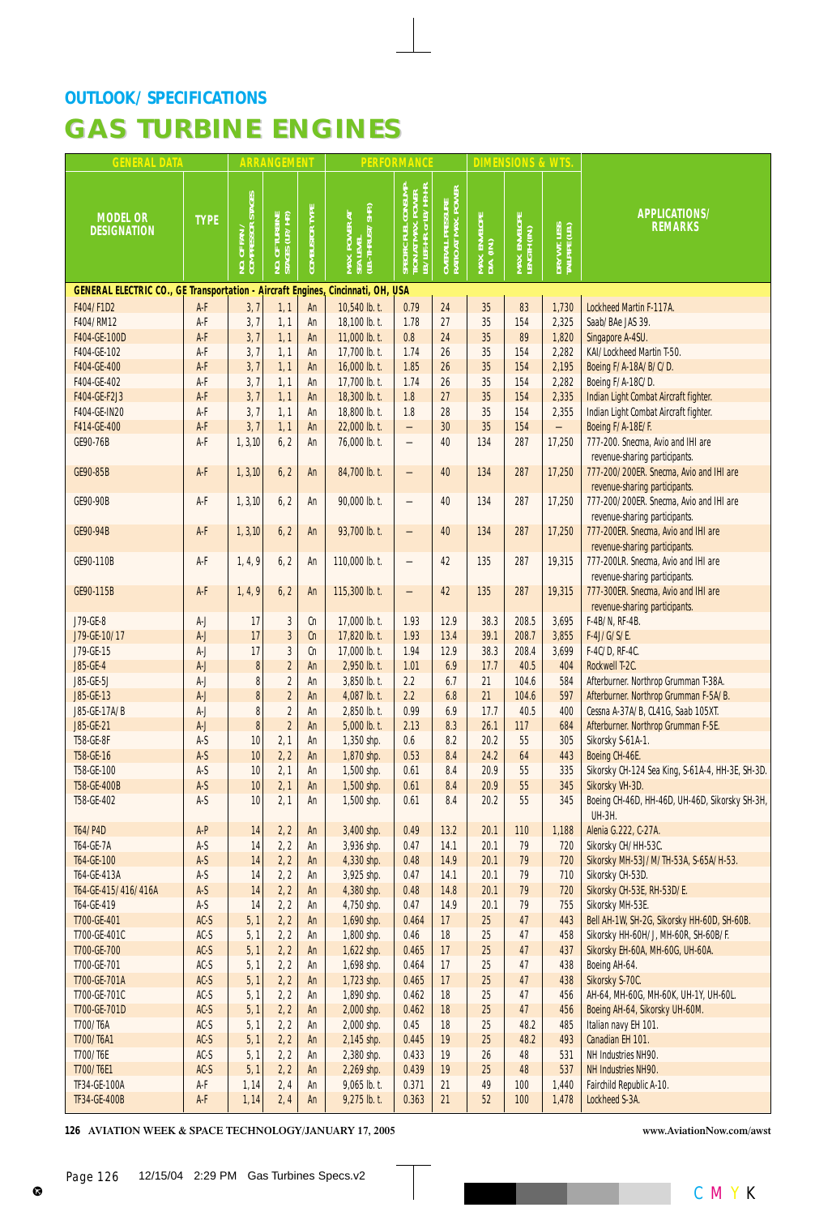## OUTLOOK/ SPECIFICATIONS

# GAS TURBINE ENGINES

| GENERAL DATA | | ARRANGEMENT | | | PERFORMANCE | | | DIMENSIONS & WTS. | | | |
|---|---|---|---|---|---|---|---|---|---|---|---|
| MODEL OR DESIGNATION | TYPE | NO. OF FAN / COMPRESSOR STAGES | NO. OF TURBINE STAGES (LP/ HP) | COMBUSTOR TYPE | MAX. POWER AT SEA LEVEL (LB.-THRUST/ SHP.) | SPECIFIC FUEL CONSUMPTION AT MAX. POWER LB/LBS-HR. or LB/ HP-HR. | OVERALL PRESSURE RATIO AT MAX. POWER | MAX. ENVELOPE DIA. (IN.) | MAX. ENVELOPE LENGTH (IN.) | DRY WT. LESS TAILPIPE (LB.) | APPLICATIONS/ REMARKS |
| **GENERAL ELECTRIC CO., GE Transportation - Aircraft Engines, Cincinnati, OH, USA** | | | | | | | | | | | |
| F404/ F1D2 | A-F | 3, 7 | 1, 1 | An | 10,540 lb. t. | 0.79 | 24 | 35 | 83 | 1,730 | Lockheed Martin F-117A. |
| F404/ RM12 | A-F | 3, 7 | 1, 1 | An | 18,100 lb. t. | 1.78 | 27 | 35 | 154 | 2,325 | Saab/ BAe JAS 39. |
| F404-GE-100D | A-F | 3, 7 | 1, 1 | An | 11,000 lb. t. | 0.8 | 24 | 35 | 89 | 1,820 | Singapore A-4SU. |
| F404-GE-102 | A-F | 3, 7 | 1, 1 | An | 17,700 lb. t. | 1.74 | 26 | 35 | 154 | 2,282 | KAI/ Lockheed Martin T-50. |
| F404-GE-400 | A-F | 3, 7 | 1, 1 | An | 16,000 lb. t. | 1.85 | 26 | 35 | 154 | 2,195 | Boeing F/ A-18A/ B/ C/ D. |
| F404-GE-402 | A-F | 3, 7 | 1, 1 | An | 17,700 lb. t. | 1.74 | 26 | 35 | 154 | 2,282 | Boeing F/ A-18C/ D. |
| F404-GE-F2J3 | A-F | 3, 7 | 1, 1 | An | 18,300 lb. t. | 1.8 | 27 | 35 | 154 | 2,335 | Indian Light Combat Aircraft fighter. |
| F404-GE-IN20 | A-F | 3, 7 | 1, 1 | An | 18,800 lb. t. | 1.8 | 28 | 35 | 154 | 2,355 | Indian Light Combat Aircraft fighter. |
| F414-GE-400 | A-F | 3, 7 | 1, 1 | An | 22,000 lb. t. | – | 30 | 35 | 154 | – | Boeing F/ A-18E/ F. |
| GE90-76B | A-F | 1, 3,10 | 6, 2 | An | 76,000 lb. t. | – | 40 | 134 | 287 | 17,250 | 777-200. Snecma, Avio and IHI are revenue-sharing participants. |
| GE90-85B | A-F | 1, 3,10 | 6, 2 | An | 84,700 lb. t. | – | 40 | 134 | 287 | 17,250 | 777-200/ 200ER. Snecma, Avio and IHI are revenue-sharing participants. |
| GE90-90B | A-F | 1, 3,10 | 6, 2 | An | 90,000 lb. t. | – | 40 | 134 | 287 | 17,250 | 777-200/ 200ER. Snecma, Avio and IHI are revenue-sharing participants. |
| GE90-94B | A-F | 1, 3,10 | 6, 2 | An | 93,700 lb. t. | – | 40 | 134 | 287 | 17,250 | 777-200ER. Snecma, Avio and IHI are revenue-sharing participants. |
| GE90-110B | A-F | 1, 4, 9 | 6, 2 | An | 110,000 lb. t. | – | 42 | 135 | 287 | 19,315 | 777-200LR. Snecma, Avio and IHI are revenue-sharing participants. |
| GE90-115B | A-F | 1, 4, 9 | 6, 2 | An | 115,300 lb. t. | – | 42 | 135 | 287 | 19,315 | 777-300ER. Snecma, Avio and IHI are revenue-sharing participants. |
| J79-GE-8 | A-J | 17 | 3 | Cn | 17,000 lb. t. | 1.93 | 12.9 | 38.3 | 208.5 | 3,695 | F-4B/ N, RF-4B. |
| J79-GE-10/ 17 | A-J | 17 | 3 | Cn | 17,820 lb. t. | 1.93 | 13.4 | 39.1 | 208.7 | 3,855 | F-4J/ G/ S/ E. |
| J79-GE-15 | A-J | 17 | 3 | Cn | 17,000 lb. t. | 1.94 | 12.9 | 38.3 | 208.4 | 3,699 | F-4C/ D, RF-4C. |
| J85-GE-4 | A-J | 8 | 2 | An | 2,950 lb. t. | 1.01 | 6.9 | 17.7 | 40.5 | 404 | Rockwell T-2C. |
| J85-GE-5J | A-J | 8 | 2 | An | 3,850 lb. t. | 2.2 | 6.7 | 21 | 104.6 | 584 | Afterburner. Northrop Grumman T-38A. |
| J85-GE-13 | A-J | 8 | 2 | An | 4,087 lb. t. | 2.2 | 6.8 | 21 | 104.6 | 597 | Afterburner. Northrop Grumman F-5A/ B. |
| J85-GE-17A/ B | A-J | 8 | 2 | An | 2,850 lb. t. | 0.99 | 6.9 | 17.7 | 40.5 | 400 | Cessna A-37A/ B, CL41G, Saab 105XT. |
| J85-GE-21 | A-J | 8 | 2 | An | 5,000 lb. t. | 2.13 | 8.3 | 26.1 | 117 | 684 | Afterburner. Northrop Grumman F-5E. |
| T58-GE-8F | A-S | 10 | 2, 1 | An | 1,350 shp. | 0.6 | 8.2 | 20.2 | 55 | 305 | Sikorsky S-61A-1. |
| T58-GE-16 | A-S | 10 | 2, 2 | An | 1,870 shp. | 0.53 | 8.4 | 24.2 | 64 | 443 | Boeing CH-46E. |
| T58-GE-100 | A-S | 10 | 2, 1 | An | 1,500 shp. | 0.61 | 8.4 | 20.9 | 55 | 335 | Sikorsky CH-124 Sea King, S-61A-4, HH-3E, SH-3D. |
| T58-GE-400B | A-S | 10 | 2, 1 | An | 1,500 shp. | 0.61 | 8.4 | 20.9 | 55 | 345 | Sikorsky VH-3D. |
| T58-GE-402 | A-S | 10 | 2, 1 | An | 1,500 shp. | 0.61 | 8.4 | 20.2 | 55 | 345 | Boeing CH-46D, HH-46D, UH-46D, Sikorsky SH-3H, UH-3H. |
| T64/ P4D | A-P | 14 | 2, 2 | An | 3,400 shp. | 0.49 | 13.2 | 20.1 | 110 | 1,188 | Alenia G.222, C-27A. |
| T64-GE-7A | A-S | 14 | 2, 2 | An | 3,936 shp. | 0.47 | 14.1 | 20.1 | 79 | 720 | Sikorsky CH/ HH-53C. |
| T64-GE-100 | A-S | 14 | 2, 2 | An | 4,330 shp. | 0.48 | 14.9 | 20.1 | 79 | 720 | Sikorsky MH-53J/ M/ TH-53A, S-65A/ H-53. |
| T64-GE-413A | A-S | 14 | 2, 2 | An | 3,925 shp. | 0.47 | 14.1 | 20.1 | 79 | 710 | Sikorsky CH-53D. |
| T64-GE-415/ 416/ 416A | A-S | 14 | 2, 2 | An | 4,380 shp. | 0.48 | 14.8 | 20.1 | 79 | 720 | Sikorsky CH-53E, RH-53D/ E. |
| T64-GE-419 | A-S | 14 | 2, 2 | An | 4,750 shp. | 0.47 | 14.9 | 20.1 | 79 | 755 | Sikorsky MH-53E. |
| T700-GE-401 | AC-S | 5, 1 | 2, 2 | An | 1,690 shp. | 0.464 | 17 | 25 | 47 | 443 | Bell AH-1W, SH-2G, Sikorsky HH-60D, SH-60B. |
| T700-GE-401C | AC-S | 5, 1 | 2, 2 | An | 1,800 shp. | 0.46 | 18 | 25 | 47 | 458 | Sikorsky HH-60H/ J, MH-60R, SH-60B/ F. |
| T700-GE-700 | AC-S | 5, 1 | 2, 2 | An | 1,622 shp. | 0.465 | 17 | 25 | 47 | 437 | Sikorsky EH-60A, MH-60G, UH-60A. |
| T700-GE-701 | AC-S | 5, 1 | 2, 2 | An | 1,698 shp. | 0.464 | 17 | 25 | 47 | 438 | Boeing AH-64. |
| T700-GE-701A | AC-S | 5, 1 | 2, 2 | An | 1,723 shp. | 0.465 | 17 | 25 | 47 | 438 | Sikorsky S-70C. |
| T700-GE-701C | AC-S | 5, 1 | 2, 2 | An | 1,890 shp. | 0.462 | 18 | 25 | 47 | 456 | AH-64, MH-60G, MH-60K, UH-1Y, UH-60L. |
| T700-GE-701D | AC-S | 5, 1 | 2, 2 | An | 2,000 shp. | 0.462 | 18 | 25 | 47 | 456 | Boeing AH-64, Sikorsky UH-60M. |
| T700/ T6A | AC-S | 5, 1 | 2, 2 | An | 2,000 shp. | 0.45 | 18 | 25 | 48.2 | 485 | Italian navy EH 101. |
| T700/ T6A1 | AC-S | 5, 1 | 2, 2 | An | 2,145 shp. | 0.445 | 19 | 25 | 48.2 | 493 | Canadian EH 101. |
| T700/ T6E | AC-S | 5, 1 | 2, 2 | An | 2,380 shp. | 0.433 | 19 | 26 | 48 | 531 | NH Industries NH90. |
| T700/ T6E1 | AC-S | 5, 1 | 2, 2 | An | 2,269 shp. | 0.439 | 19 | 25 | 48 | 537 | NH Industries NH90. |
| TF34-GE-100A | A-F | 1, 14 | 2, 4 | An | 9,065 lb. t. | 0.371 | 21 | 49 | 100 | 1,440 | Fairchild Republic A-10. |
| TF34-GE-400B | A-F | 1, 14 | 2, 4 | An | 9,275 lb. t. | 0.363 | 21 | 52 | 100 | 1,478 | Lockheed S-3A. |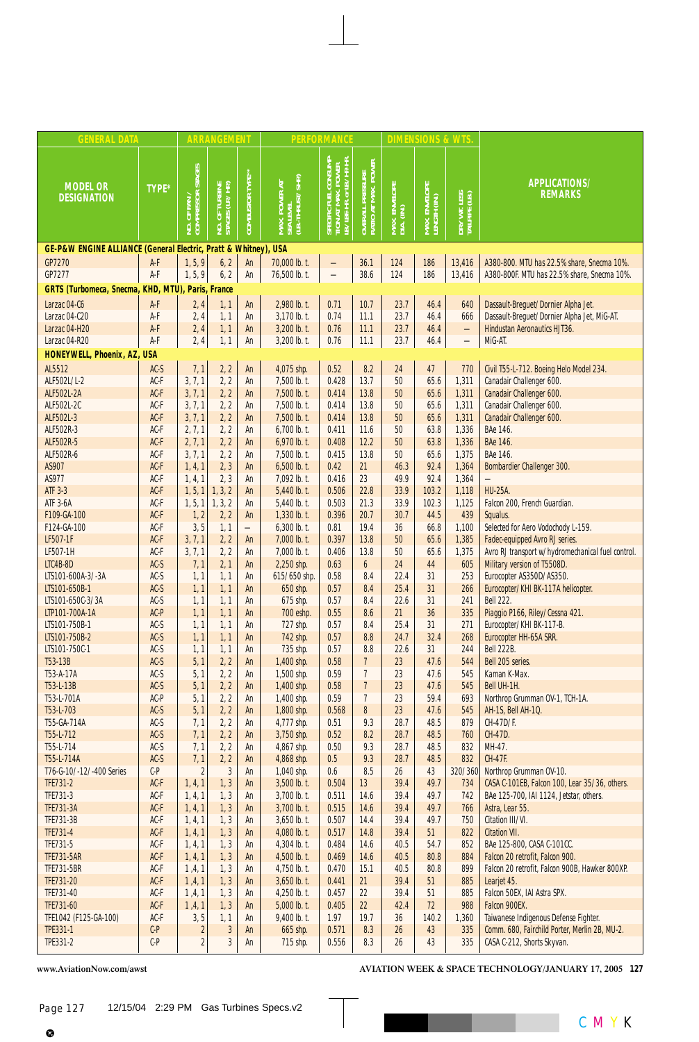| GENERAL DATA | | ARRANGEMENT | | | PERFORMANCE | | | DIMENSIONS & WTS. | | | |
|---|---|---|---|---|---|---|---|---|---|---|---|
| MODEL OR DESIGNATION | TYPE* | NO. OF FAN / COMPRESSOR STAGES | NO. OF TURBINE STAGES (LP/ HP) | COMBUSTOR TYPE** | MAX. POWER AT SEA LEVEL (LB.-THRUST/ SHP) | SPECIFIC FUEL CONSUMPTION AT MAX. POWER LB/LB/HR. or LB./HP-HR. | OVERALL PRESSURE RATIO AT MAX. POWER | MAX. ENVELOPE DIA. (IN.) | MAX. ENVELOPE LENGTH (IN.) | DRY WT. LESS TAILPIPE (LB.) | APPLICATIONS/ REMARKS |
| **GE-P&W ENGINE ALLIANCE (General Electric, Pratt & Whitney), USA** | | | | | | | | | | | |
| GP7270 | A-F | 1, 5, 9 | 6, 2 | An | 70,000 lb. t. | – | 36.1 | 124 | 186 | 13,416 | A380-800. MTU has 22.5% share, Snecma 10%. |
| GP7277 | A-F | 1, 5, 9 | 6, 2 | An | 76,500 lb. t. | – | 38.6 | 124 | 186 | 13,416 | A380-800F. MTU has 22.5% share, Snecma 10%. |
| **GRTS (Turbomeca, Snecma, KHD, MTU), Paris, France** | | | | | | | | | | | |
| Larzac 04-C6 | A-F | 2, 4 | 1, 1 | An | 2,980 lb. t. | 0.71 | 10.7 | 23.7 | 46.4 | 640 | Dassault-Breguet/ Dornier Alpha Jet. |
| Larzac 04-C20 | A-F | 2, 4 | 1, 1 | An | 3,170 lb. t. | 0.74 | 11.1 | 23.7 | 46.4 | 666 | Dassault-Breguet/ Dornier Alpha Jet, MiG-AT. |
| Larzac 04-H20 | A-F | 2, 4 | 1, 1 | An | 3,200 lb. t. | 0.76 | 11.1 | 23.7 | 46.4 | – | Hindustan Aeronautics HJT36. |
| Larzac 04-R20 | A-F | 2, 4 | 1, 1 | An | 3,200 lb. t. | 0.76 | 11.1 | 23.7 | 46.4 | – | MiG-AT. |
| **HONEYWELL, Phoenix, AZ, USA** | | | | | | | | | | | |
| AL5512 | AC-S | 7, 1 | 2, 2 | An | 4,075 shp. | 0.52 | 8.2 | 24 | 47 | 770 | Civil T55-L-712. Boeing Helo Model 234. |
| ALF502L/ L-2 | AC-F | 3, 7, 1 | 2, 2 | An | 7,500 lb. t. | 0.428 | 13.7 | 50 | 65.6 | 1,311 | Canadair Challenger 600. |
| ALF502L-2A | AC-F | 3, 7, 1 | 2, 2 | An | 7,500 lb. t. | 0.414 | 13.8 | 50 | 65.6 | 1,311 | Canadair Challenger 600. |
| ALF502L-2C | AC-F | 3, 7, 1 | 2, 2 | An | 7,500 lb. t. | 0.414 | 13.8 | 50 | 65.6 | 1,311 | Canadair Challenger 600. |
| ALF502L-3 | AC-F | 3, 7, 1 | 2, 2 | An | 7,500 lb. t. | 0.414 | 13.8 | 50 | 65.6 | 1,311 | Canadair Challenger 600. |
| ALF502R-3 | AC-F | 2, 7, 1 | 2, 2 | An | 6,700 lb. t. | 0.411 | 11.6 | 50 | 63.8 | 1,336 | BAe 146. |
| ALF502R-5 | AC-F | 2, 7, 1 | 2, 2 | An | 6,970 lb. t. | 0.408 | 12.2 | 50 | 63.8 | 1,336 | BAe 146. |
| ALF502R-6 | AC-F | 3, 7, 1 | 2, 2 | An | 7,500 lb. t. | 0.415 | 13.8 | 50 | 65.6 | 1,375 | BAe 146. |
| AS907 | AC-F | 1, 4, 1 | 2, 3 | An | 6,500 lb. t. | 0.42 | 21 | 46.3 | 92.4 | 1,364 | Bombardier Challenger 300. |
| AS977 | AC-F | 1, 4, 1 | 2, 3 | An | 7,092 lb. t. | 0.416 | 23 | 49.9 | 92.4 | 1,364 | – |
| ATF 3-3 | AC-F | 1, 5, 1 | 1, 3, 2 | An | 5,440 lb. t. | 0.506 | 22.8 | 33.9 | 103.2 | 1,118 | HU-25A. |
| ATF 3-6A | AC-F | 1, 5, 1 | 1, 3, 2 | An | 5,440 lb. t. | 0.503 | 21.3 | 33.9 | 102.3 | 1,125 | Falcon 200, French Guardian. |
| F109-GA-100 | AC-F | 1, 2 | 2, 2 | An | 1,330 lb. t. | 0.396 | 20.7 | 30.7 | 44.5 | 439 | Squalus. |
| F124-GA-100 | AC-F | 3, 5 | 1, 1 | – | 6,300 lb. t. | 0.81 | 19.4 | 36 | 66.8 | 1,100 | Selected for Aero Vodochody L-159. |
| LF507-1F | AC-F | 3, 7, 1 | 2, 2 | An | 7,000 lb. t. | 0.397 | 13.8 | 50 | 65.6 | 1,385 | Fadec-equipped Avro RJ series. |
| LF507-1H | AC-F | 3, 7, 1 | 2, 2 | An | 7,000 lb. t. | 0.406 | 13.8 | 50 | 65.6 | 1,375 | Avro RJ transport w/ hydromechanical fuel control. |
| LTC4B-8D | AC-S | 7, 1 | 2, 1 | An | 2,250 shp. | 0.63 | 6 | 24 | 44 | 605 | Military version of T5508D. |
| LTS101-600A-3/ -3A | AC-S | 1, 1 | 1, 1 | An | 615/ 650 shp. | 0.58 | 8.4 | 22.4 | 31 | 253 | Eurocopter AS350D/ AS350. |
| LTS101-650B-1 | AC-S | 1, 1 | 1, 1 | An | 650 shp. | 0.57 | 8.4 | 25.4 | 31 | 266 | Eurocopter/ KHI BK-117A helicopter. |
| LTS101-650C-3/ 3A | AC-S | 1, 1 | 1, 1 | An | 675 shp. | 0.57 | 8.4 | 22.6 | 31 | 241 | Bell 222. |
| LTP101-700A-1A | AC-P | 1, 1 | 1, 1 | An | 700 eshp. | 0.55 | 8.6 | 21 | 36 | 335 | Piaggio P166, Riley/ Cessna 421. |
| LTS101-750B-1 | AC-S | 1, 1 | 1, 1 | An | 727 shp. | 0.57 | 8.4 | 25.4 | 31 | 271 | Eurocopter/ KHI BK-117-B. |
| LTS101-750B-2 | AC-S | 1, 1 | 1, 1 | An | 742 shp. | 0.57 | 8.8 | 24.7 | 32.4 | 268 | Eurocopter HH-65A SRR. |
| LTS101-750C-1 | AC-S | 1, 1 | 1, 1 | An | 735 shp. | 0.57 | 8.8 | 22.6 | 31 | 244 | Bell 222B. |
| T53-13B | AC-S | 5, 1 | 2, 2 | An | 1,400 shp. | 0.58 | 7 | 23 | 47.6 | 544 | Bell 205 series. |
| T53-A-17A | AC-S | 5, 1 | 2, 2 | An | 1,500 shp. | 0.59 | 7 | 23 | 47.6 | 545 | Kaman K-Max. |
| T53-L-13B | AC-S | 5, 1 | 2, 2 | An | 1,400 shp. | 0.58 | 7 | 23 | 47.6 | 545 | Bell UH-1H. |
| T53-L-701A | AC-P | 5, 1 | 2, 2 | An | 1,400 shp. | 0.59 | 7 | 23 | 59.4 | 693 | Northrop Grumman OV-1, TCH-1A. |
| T53-L-703 | AC-S | 5, 1 | 2, 2 | An | 1,800 shp. | 0.568 | 8 | 23 | 47.6 | 545 | AH-1S, Bell AH-1Q. |
| T55-GA-714A | AC-S | 7, 1 | 2, 2 | An | 4,777 shp. | 0.51 | 9.3 | 28.7 | 48.5 | 879 | CH-47D/ F. |
| T55-L-712 | AC-S | 7, 1 | 2, 2 | An | 3,750 shp. | 0.52 | 8.2 | 28.7 | 48.5 | 760 | CH-47D. |
| T55-L-714 | AC-S | 7, 1 | 2, 2 | An | 4,867 shp. | 0.50 | 9.3 | 28.7 | 48.5 | 832 | MH-47. |
| T55-L-714A | AC-S | 7, 1 | 2, 2 | An | 4,868 shp. | 0.5 | 9.3 | 28.7 | 48.5 | 832 | CH-47F. |
| T76-G-10/ -12/ -400 Series | C-P | 2 | 3 | An | 1,040 shp. | 0.6 | 8.5 | 26 | 43 | 320/ 360 | Northrop Grumman OV-10. |
| TFE731-2 | AC-F | 1, 4, 1 | 1, 3 | An | 3,500 lb. t. | 0.504 | 13 | 39.4 | 49.7 | 734 | CASA C-101EB, Falcon 100, Lear 35/ 36, others. |
| TFE731-3 | AC-F | 1, 4, 1 | 1, 3 | An | 3,700 lb. t. | 0.511 | 14.6 | 39.4 | 49.7 | 742 | BAe 125-700, IAI 1124, Jetstar, others. |
| TFE731-3A | AC-F | 1, 4, 1 | 1, 3 | An | 3,700 lb. t. | 0.515 | 14.6 | 39.4 | 49.7 | 766 | Astra, Lear 55. |
| TFE731-3B | AC-F | 1, 4, 1 | 1, 3 | An | 3,650 lb. t. | 0.507 | 14.4 | 39.4 | 49.7 | 750 | Citation III/ VI. |
| TFE731-4 | AC-F | 1, 4, 1 | 1, 3 | An | 4,080 lb. t. | 0.517 | 14.8 | 39.4 | 51 | 822 | Citation VII. |
| TFE731-5 | AC-F | 1, 4, 1 | 1, 3 | An | 4,304 lb. t. | 0.484 | 14.6 | 40.5 | 54.7 | 852 | BAe 125-800, CASA C-101CC. |
| TFE731-5AR | AC-F | 1, 4, 1 | 1, 3 | An | 4,500 lb. t. | 0.469 | 14.6 | 40.5 | 80.8 | 884 | Falcon 20 retrofit, Falcon 900. |
| TFE731-5BR | AC-F | 1 ,4, 1 | 1, 3 | An | 4,750 lb. t. | 0.470 | 15.1 | 40.5 | 80.8 | 899 | Falcon 20 retrofit, Falcon 900B, Hawker 800XP. |
| TFE731-20 | AC-F | 1 ,4, 1 | 1, 3 | An | 3,650 lb. t. | 0.441 | 21 | 39.4 | 51 | 885 | Learjet 45. |
| TFE731-40 | AC-F | 1 ,4, 1 | 1, 3 | An | 4,250 lb. t. | 0.457 | 22 | 39.4 | 51 | 885 | Falcon 50EX, IAI Astra SPX. |
| TFE731-60 | AC-F | 1 ,4, 1 | 1, 3 | An | 5,000 lb. t. | 0.405 | 22 | 42.4 | 72 | 988 | Falcon 900EX. |
| TFE1042 (F125-GA-100) | AC-F | 3, 5 | 1, 1 | An | 9,400 lb. t. | 1.97 | 19.7 | 36 | 140.2 | 1,360 | Taiwanese Indigenous Defense Fighter. |
| TPE331-1 | C-P | 2 | 3 | An | 665 shp. | 0.571 | 8.3 | 26 | 43 | 335 | Comm. 680, Fairchild Porter, Merlin 2B, MU-2. |
| TPE331-2 | C-P | 2 | 3 | An | 715 shp. | 0.556 | 8.3 | 26 | 43 | 335 | CASA C-212, Shorts Skyvan. |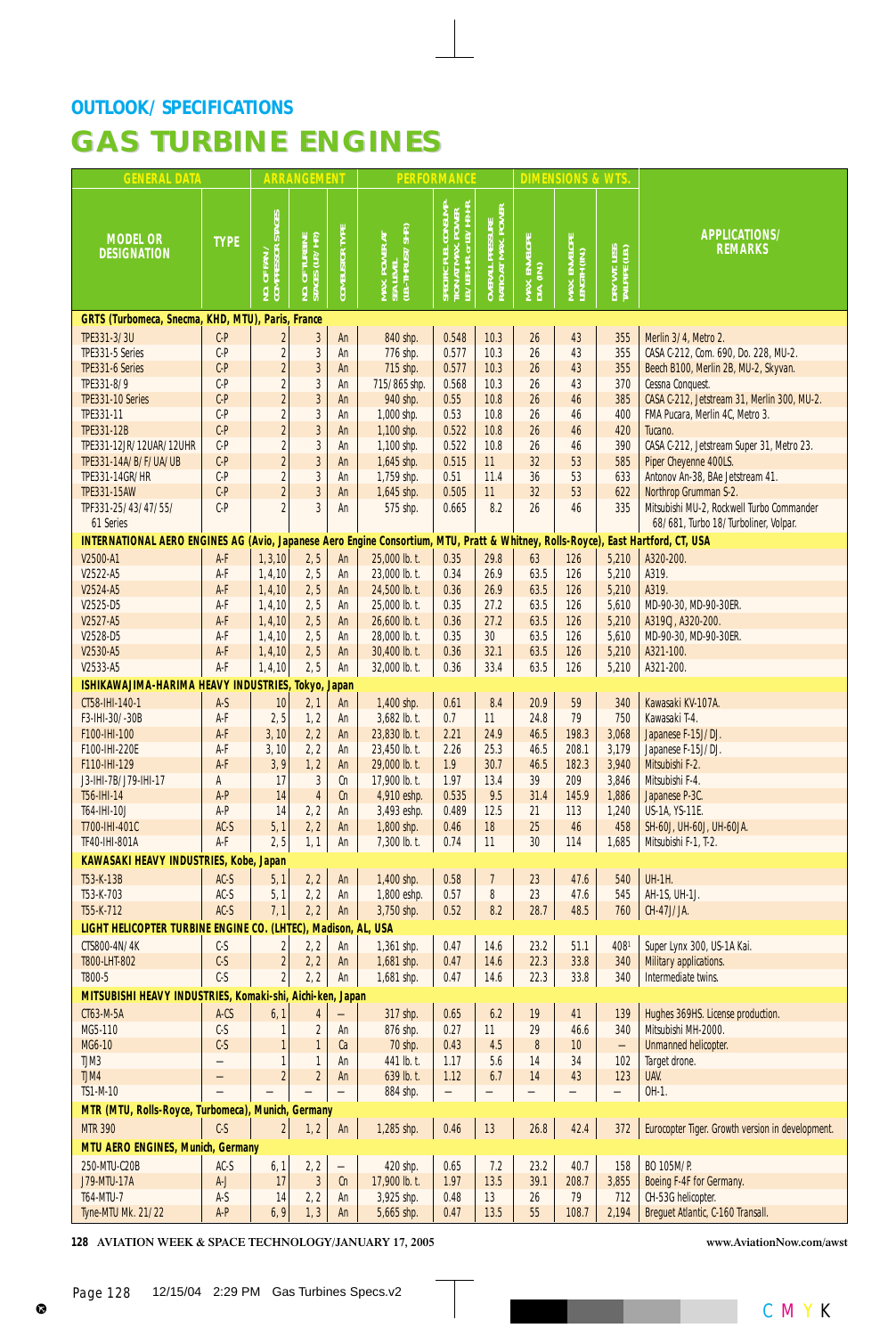## OUTLOOK/ SPECIFICATIONS

# GAS TURBINE ENGINES

| GENERAL DATA | | ARRANGEMENT | | | PERFORMANCE | | | DIMENSIONS & WTS. | | | |
|---|---|---|---|---|---|---|---|---|---|---|---|
| MODEL OR DESIGNATION | TYPE | NO. OF FAN / COMPRESSOR STAGES | NO. OF TURBINE STAGES (LP/ HP) | COMBUSTOR TYPE | MAX. POWER AT SEA LEVEL (LB.-THRUST/ SHP) | SPECIFIC FUEL CONSUMPTION AT MAX. POWER LB/LBS-HR or LB/ HP-HR. | OVERALL PRESSURE RATIO AT MAX. POWER | MAX. ENVELOPE DIA. (IN.) | MAX. ENVELOPE LENGTH (IN.) | DRY WT. LESS TAILPIPE (LB.) | APPLICATIONS/ REMARKS |
| **GRTS (Turbomeca, Snecma, KHD, MTU), Paris, France** | | | | | | | | | | | |
| TPE331-3/3U | C-P | 2 | 3 | An | 840 shp. | 0.548 | 10.3 | 26 | 43 | 355 | Merlin 3/4, Metro 2. |
| TPE331-5 Series | C-P | 2 | 3 | An | 776 shp. | 0.577 | 10.3 | 26 | 43 | 355 | CASA C-212, Com. 690, Do. 228, MU-2. |
| TPE331-6 Series | C-P | 2 | 3 | An | 715 shp. | 0.577 | 10.3 | 26 | 43 | 355 | Beech B100, Merlin 2B, MU-2, Skyvan. |
| TPE331-8/9 | C-P | 2 | 3 | An | 715/865 shp. | 0.568 | 10.3 | 26 | 43 | 370 | Cessna Conquest. |
| TPE331-10 Series | C-P | 2 | 3 | An | 940 shp. | 0.55 | 10.8 | 26 | 46 | 385 | CASA C-212, Jetstream 31, Merlin 300, MU-2. |
| TPE331-11 | C-P | 2 | 3 | An | 1,000 shp. | 0.53 | 10.8 | 26 | 46 | 400 | FMA Pucara, Merlin 4C, Metro 3. |
| TPE331-12B | C-P | 2 | 3 | An | 1,100 shp. | 0.522 | 10.8 | 26 | 46 | 420 | Tucano. |
| TPE331-12JR/12UAR/12UHR | C-P | 2 | 3 | An | 1,100 shp. | 0.522 | 10.8 | 26 | 46 | 390 | CASA C-212, Jetstream Super 31, Metro 23. |
| TPE331-14A/B/F/UA/UB | C-P | 2 | 3 | An | 1,645 shp. | 0.515 | 11 | 32 | 53 | 585 | Piper Cheyenne 400LS. |
| TPE331-14GR/HR | C-P | 2 | 3 | An | 1,759 shp. | 0.51 | 11.4 | 36 | 53 | 633 | Antonov An-38, BAe Jetstream 41. |
| TPE331-15AW | C-P | 2 | 3 | An | 1,645 shp. | 0.505 | 11 | 32 | 53 | 622 | Northrop Grumman S-2. |
| TPF331-25/43/47/55/61 Series | C-P | 2 | 3 | An | 575 shp. | 0.665 | 8.2 | 26 | 46 | 335 | Mitsubishi MU-2, Rockwell Turbo Commander 68/681, Turbo 18/Turboliner, Volpar. |
| **INTERNATIONAL AERO ENGINES AG (Avio, Japanese Aero Engine Consortium, MTU, Pratt & Whitney, Rolls-Royce), East Hartford, CT, USA** | | | | | | | | | | | |
| V2500-A1 | A-F | 1,3,10 | 2,5 | An | 25,000 lb. t. | 0.35 | 29.8 | 63 | 126 | 5,210 | A320-200. |
| V2522-A5 | A-F | 1,4,10 | 2,5 | An | 23,000 lb. t. | 0.34 | 26.9 | 63.5 | 126 | 5,210 | A319. |
| V2524-A5 | A-F | 1,4,10 | 2,5 | An | 24,500 lb. t. | 0.36 | 26.9 | 63.5 | 126 | 5,210 | A319. |
| V2525-D5 | A-F | 1,4,10 | 2,5 | An | 25,000 lb. t. | 0.35 | 27.2 | 63.5 | 126 | 5,610 | MD-90-30, MD-90-30ER. |
| V2527-A5 | A-F | 1,4,10 | 2,5 | An | 26,600 lb. t. | 0.36 | 27.2 | 63.5 | 126 | 5,210 | A319CJ, A320-200. |
| V2528-D5 | A-F | 1,4,10 | 2,5 | An | 28,000 lb. t. | 0.35 | 30 | 63.5 | 126 | 5,610 | MD-90-30, MD-90-30ER. |
| V2530-A5 | A-F | 1,4,10 | 2,5 | An | 30,400 lb. t. | 0.36 | 32.1 | 63.5 | 126 | 5,210 | A321-100. |
| V2533-A5 | A-F | 1,4,10 | 2,5 | An | 32,000 lb. t. | 0.36 | 33.4 | 63.5 | 126 | 5,210 | A321-200. |
| **ISHIKAWAJIMA-HARIMA HEAVY INDUSTRIES, Tokyo, Japan** | | | | | | | | | | | |
| CT58-IHI-140-1 | A-S | 10 | 2,1 | An | 1,400 shp. | 0.61 | 8.4 | 20.9 | 59 | 340 | Kawasaki KV-107A. |
| F3-IHI-30/-30B | A-F | 2,5 | 1,2 | An | 3,682 lb. t. | 0.7 | 11 | 24.8 | 79 | 750 | Kawasaki T-4. |
| F100-IHI-100 | A-F | 3,10 | 2,2 | An | 23,830 lb. t. | 2.21 | 24.9 | 46.5 | 198.3 | 3,068 | Japanese F-15J/DJ. |
| F100-IHI-220E | A-F | 3,10 | 2,2 | An | 23,450 lb. t. | 2.26 | 25.3 | 46.5 | 208.1 | 3,179 | Japanese F-15J/DJ. |
| F110-IHI-129 | A-F | 3,9 | 1,2 | An | 29,000 lb. t. | 1.9 | 30.7 | 46.5 | 182.3 | 3,940 | Mitsubishi F-2. |
| J3-IHI-7B/J79-IHI-17 | A | 17 | 3 | Cn | 17,900 lb. t. | 1.97 | 13.4 | 39 | 209 | 3,846 | Mitsubishi F-4. |
| T56-IHI-14 | A-P | 14 | 4 | Cn | 4,910 eshp. | 0.535 | 9.5 | 31.4 | 145.9 | 1,886 | Japanese P-3C. |
| T64-IHI-10J | A-P | 14 | 2,2 | An | 3,493 eshp. | 0.489 | 12.5 | 21 | 113 | 1,240 | US-1A, YS-11E. |
| T700-IHI-401C | AC-S | 5,1 | 2,2 | An | 1,800 shp. | 0.46 | 18 | 25 | 46 | 458 | SH-60J, UH-60J, UH-60JA. |
| TF40-IHI-801A | A-F | 2,5 | 1,1 | An | 7,300 lb. t. | 0.74 | 11 | 30 | 114 | 1,685 | Mitsubishi F-1, T-2. |
| **KAWASAKI HEAVY INDUSTRIES, Kobe, Japan** | | | | | | | | | | | |
| T53-K-13B | AC-S | 5,1 | 2,2 | An | 1,400 shp. | 0.58 | 7 | 23 | 47.6 | 540 | UH-1H. |
| T53-K-703 | AC-S | 5,1 | 2,2 | An | 1,800 eshp. | 0.57 | 8 | 23 | 47.6 | 545 | AH-1S, UH-1J. |
| T55-K-712 | AC-S | 7,1 | 2,2 | An | 3,750 shp. | 0.52 | 8.2 | 28.7 | 48.5 | 760 | CH-47J/JA. |
| **LIGHT HELICOPTER TURBINE ENGINE CO. (LHTEC), Madison, AL, USA** | | | | | | | | | | | |
| CTS800-4N/4K | C-S | 2 | 2,2 | An | 1,361 shp. | 0.47 | 14.6 | 23.2 | 51.1 | 408[1] | Super Lynx 300, US-1A Kai. |
| T800-LHT-802 | C-S | 2 | 2,2 | An | 1,681 shp. | 0.47 | 14.6 | 22.3 | 33.8 | 340 | Military applications. |
| T800-5 | C-S | 2 | 2,2 | An | 1,681 shp. | 0.47 | 14.6 | 22.3 | 33.8 | 340 | Intermediate twins. |
| **MITSUBISHI HEAVY INDUSTRIES, Komaki-shi, Aichi-ken, Japan** | | | | | | | | | | | |
| CT63-M-5A | A-CS | 6,1 | 4 | – | 317 shp. | 0.65 | 6.2 | 19 | 41 | 139 | Hughes 369HS. License production. |
| MG5-110 | C-S | 1 | 2 | An | 876 shp. | 0.27 | 11 | 29 | 46.6 | 340 | Mitsubishi MH-2000. |
| MG6-10 | C-S | 1 | 1 | Ca | 70 shp. | 0.43 | 4.5 | 8 | 10 | – | Unmanned helicopter. |
| TJM3 | – | 1 | 1 | An | 441 lb. t. | 1.17 | 5.6 | 14 | 34 | 102 | Target drone. |
| TJM4 | – | 2 | 2 | An | 639 lb. t. | 1.12 | 6.7 | 14 | 43 | 123 | UAV. |
| TS1-M-10 | – | – | – | – | 884 shp. | – | – | – | – | – | OH-1. |
| **MTR (MTU, Rolls-Royce, Turbomeca), Munich, Germany** | | | | | | | | | | | |
| MTR 390 | C-S | 2 | 1,2 | An | 1,285 shp. | 0.46 | 13 | 26.8 | 42.4 | 372 | Eurocopter Tiger. Growth version in development. |
| **MTU AERO ENGINES, Munich, Germany** | | | | | | | | | | | |
| 250-MTU-C20B | AC-S | 6,1 | 2,2 | – | 420 shp. | 0.65 | 7.2 | 23.2 | 40.7 | 158 | BO 105M/P. |
| J79-MTU-17A | A-J | 17 | 3 | Cn | 17,900 lb. t. | 1.97 | 13.5 | 39.1 | 208.7 | 3,855 | Boeing F-4F for Germany. |
| T64-MTU-7 | A-S | 14 | 2,2 | An | 3,925 shp. | 0.48 | 13 | 26 | 79 | 712 | CH-53G helicopter. |
| Tyne-MTU Mk. 21/22 | A-P | 6,9 | 1,3 | An | 5,665 shp. | 0.47 | 13.5 | 55 | 108.7 | 2,194 | Breguet Atlantic, C-160 Transall. |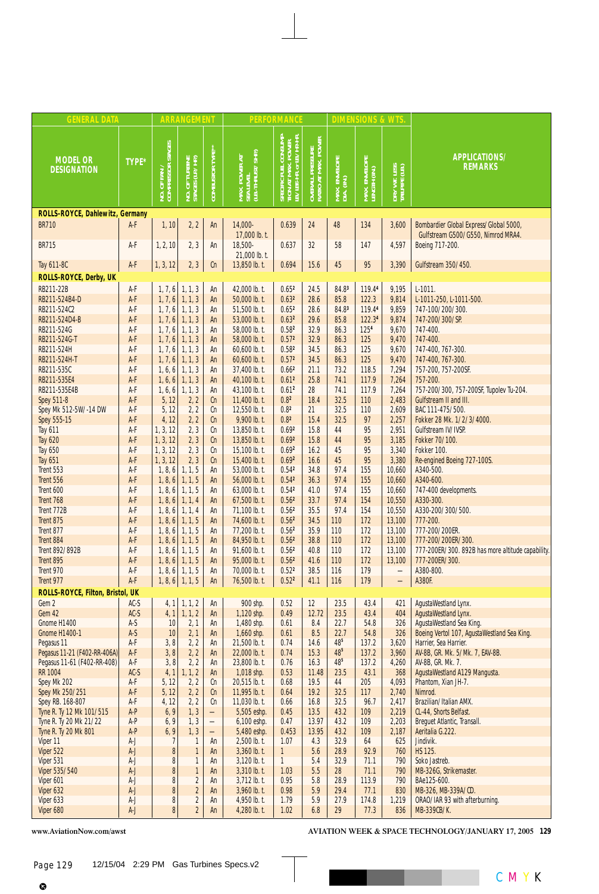| GENERAL DATA | | ARRANGEMENT | | | PERFORMANCE | | | DIMENSIONS & WTS. | | | APPLICATIONS/ REMARKS |
|---|---|---|---|---|---|---|---|---|---|---|---|
| MODEL OR DESIGNATION | TYPE* | NO. OF FAN/ COMPRESSOR STAGES | NO. OF TURBINE STAGES (LP/ HP) | COMBUSTOR TYPE** | MAX. POWER AT SEA LEVEL (LB.-THRUST/ SHP) | SPECIFIC FUEL CONSUMPTION AT MAX. POWER LB/ LB-HR. or LB/ HP-HR. | OVERALL PRESSURE RATIO AT MAX. POWER | MAX. ENVELOPE DIA. (IN.) | MAX. ENVELOPE LENGTH (IN.) | DRY WT. LESS TAILPIPE (LB.) | |
| **ROLLS-ROYCE, Dahlewitz, Germany** | | | | | | | | | | | |
| BR710 | A-F | 1, 10 | 2, 2 | An | 14,000-17,000 lb. t. | 0.639 | 24 | 48 | 134 | 3,600 | Bombardier Global Express/ Global 5000, Gulfstream G500/ G550, Nimrod MRA4. |
| BR715 | A-F | 1, 2, 10 | 2, 3 | An | 18,500-21,000 lb. t. | 0.637 | 32 | 58 | 147 | 4,597 | Boeing 717-200. |
| Tay 611-8C | A-F | 1, 3, 12 | 2, 3 | Cn | 13,850 lb. t. | 0.694 | 15.6 | 45 | 95 | 3,390 | Gulfstream 350/ 450. |
| **ROLLS-ROYCE, Derby, UK** | | | | | | | | | | | |
| RB211-22B | A-F | 1, 7, 6 | 1, 1, 3 | An | 42,000 lb. t. | 0.65[2] | 24.5 | 84.8[3] | 119.4[4] | 9,195 | L-1011. |
| RB211-524B4-D | A-F | 1, 7, 6 | 1, 1, 3 | An | 50,000 lb. t. | 0.63[2] | 28.6 | 85.8 | 122.3 | 9,814 | L-1011-250, L-1011-500. |
| RB211-524C2 | A-F | 1, 7, 6 | 1, 1, 3 | An | 51,500 lb. t. | 0.65[2] | 28.6 | 84.8[3] | 119.4[4] | 9,859 | 747-100/ 200/ 300. |
| RB211-524D4-B | A-F | 1, 7, 6 | 1, 1, 3 | An | 53,000 lb. t. | 0.63[2] | 29.6 | 85.8 | 122.3[4] | 9,874 | 747-200/ 300/ SP. |
| RB211-524G | A-F | 1, 7, 6 | 1, 1, 3 | An | 58,000 lb. t. | 0.58[2] | 32.9 | 86.3 | 125[4] | 9,670 | 747-400. |
| RB211-524G-T | A-F | 1, 7, 6 | 1, 1, 3 | An | 58,000 lb. t. | 0.57[2] | 32.9 | 86.3 | 125 | 9,470 | 747-400. |
| RB211-524H | A-F | 1, 7, 6 | 1, 1, 3 | An | 60,600 lb. t. | 0.58[2] | 34.5 | 86.3 | 125 | 9,670 | 747-400, 767-300. |
| RB211-524H-T | A-F | 1, 7, 6 | 1, 1, 3 | An | 60,600 lb. t. | 0.57[2] | 34.5 | 86.3 | 125 | 9,470 | 747-400, 767-300. |
| RB211-535C | A-F | 1, 6, 6 | 1, 1, 3 | An | 37,400 lb. t. | 0.66[2] | 21.1 | 73.2 | 118.5 | 7,294 | 757-200, 757-200SF. |
| RB211-535E4 | A-F | 1, 6, 6 | 1, 1, 3 | An | 40,100 lb. t. | 0.61[2] | 25.8 | 74.1 | 117.9 | 7,264 | 757-200. |
| RB211-535E4B | A-F | 1, 6, 6 | 1, 1, 3 | An | 43,100 lb. t. | 0.61[2] | 28 | 74.1 | 117.9 | 7,264 | 757-200/ 300, 757-200SF, Tupolev Tu-204. |
| Spey 511-8 | A-F | 5, 12 | 2, 2 | Cn | 11,400 lb. t. | 0.8[2] | 18.4 | 32.5 | 110 | 2,483 | Gulfstream II and III. |
| Spey Mk 512-5W/ -14 DW | A-F | 5, 12 | 2, 2 | Cn | 12,550 lb. t. | 0.8[2] | 21 | 32.5 | 110 | 2,609 | BAC 111-475/ 500. |
| Spey 555-15 | A-F | 4, 12 | 2, 2 | Cn | 9,900 lb. t. | 0.8[2] | 15.4 | 32.5 | 97 | 2,257 | Fokker 28 Mk. 1/ 2/ 3/ 4000. |
| Tay 611 | A-F | 1, 3, 12 | 2, 3 | Cn | 13,850 lb. t. | 0.69[2] | 15.8 | 44 | 95 | 2,951 | Gulfstream IV/ IVSP. |
| Tay 620 | A-F | 1, 3, 12 | 2, 3 | Cn | 13,850 lb. t. | 0.69[2] | 15.8 | 44 | 95 | 3,185 | Fokker 70/ 100. |
| Tay 650 | A-F | 1, 3, 12 | 2, 3 | Cn | 15,100 lb. t. | 0.69[2] | 16.2 | 45 | 95 | 3,340 | Fokker 100. |
| Tay 651 | A-F | 1, 3, 12 | 2, 3 | Cn | 15,400 lb. t. | 0.69[2] | 16.6 | 45 | 95 | 3,380 | Re-engined Boeing 727-100S. |
| Trent 553 | A-F | 1, 8, 6 | 1, 1, 5 | An | 53,000 lb. t. | 0.54[2] | 34.8 | 97.4 | 155 | 10,660 | A340-500. |
| Trent 556 | A-F | 1, 8, 6 | 1, 1, 5 | An | 56,000 lb. t. | 0.54[2] | 36.3 | 97.4 | 155 | 10,660 | A340-600. |
| Trent 600 | A-F | 1, 8, 6 | 1, 1, 5 | An | 63,000 lb. t. | 0.54[2] | 41.0 | 97.4 | 155 | 10,660 | 747-400 developments. |
| Trent 768 | A-F | 1, 8, 6 | 1, 1, 4 | An | 67,500 lb. t. | 0.56[2] | 33.7 | 97.4 | 154 | 10,550 | A330-300. |
| Trent 772B | A-F | 1, 8, 6 | 1, 1, 4 | An | 71,100 lb. t. | 0.56[2] | 35.5 | 97.4 | 154 | 10,550 | A330-200/ 300/ 500. |
| Trent 875 | A-F | 1, 8, 6 | 1, 1, 5 | An | 74,600 lb. t. | 0.56[2] | 34.5 | 110 | 172 | 13,100 | 777-200. |
| Trent 877 | A-F | 1, 8, 6 | 1, 1, 5 | An | 77,200 lb. t. | 0.56[2] | 35.9 | 110 | 172 | 13,100 | 777-200/ 200ER. |
| Trent 884 | A-F | 1, 8, 6 | 1, 1, 5 | An | 84,950 lb. t. | 0.56[2] | 38.8 | 110 | 172 | 13,100 | 777-200/ 200ER/ 300. |
| Trent 892/ 892B | A-F | 1, 8, 6 | 1, 1, 5 | An | 91,600 lb. t. | 0.56[2] | 40.8 | 110 | 172 | 13,100 | 777-200ER/ 300. 892B has more altitude capability. |
| Trent 895 | A-F | 1, 8, 6 | 1, 1, 5 | An | 95,000 lb. t. | 0.56[2] | 41.6 | 110 | 172 | 13,100 | 777-200ER/ 300. |
| Trent 970 | A-F | 1, 8, 6 | 1, 1, 5 | An | 70,000 lb. t. | 0.52[2] | 38.5 | 116 | 179 | – | A380-800. |
| Trent 977 | A-F | 1, 8, 6 | 1, 1, 5 | An | 76,500 lb. t. | 0.52[2] | 41.1 | 116 | 179 | – | A380F. |
| **ROLLS-ROYCE, Filton, Bristol, UK** | | | | | | | | | | | |
| Gem 2 | AC-S | 4, 1 | 1, 1, 2 | An | 900 shp. | 0.52 | 12 | 23.5 | 43.4 | 421 | AgustaWestland Lynx. |
| Gem 42 | AC-S | 4, 1 | 1, 1, 2 | An | 1,120 shp. | 0.49 | 12.72 | 23.5 | 43.4 | 404 | AgustaWestland Lynx. |
| Gnome H1400 | A-S | 10 | 2, 1 | An | 1,480 shp. | 0.61 | 8.4 | 22.7 | 54.8 | 326 | AgustaWestland Sea King. |
| Gnome H1400-1 | A-S | 10 | 2, 1 | An | 1,660 shp. | 0.61 | 8.5 | 22.7 | 54.8 | 326 | Boeing Vertol 107, AgustaWestland Sea King. |
| Pegasus 11 | A-F | 3, 8 | 2, 2 | An | 21,500 lb. t. | 0.74 | 14.6 | 48[5] | 137.2 | 3,620 | Harrier, Sea Harrier. |
| Pegasus 11-21 (F402-RR-406A) | A-F | 3, 8 | 2, 2 | An | 22,000 lb. t. | 0.74 | 15.3 | 48[5] | 137.2 | 3,960 | AV-8B, GR. Mk. 5/ Mk. 7, EAV-8B. |
| Pegasus 11-61 (F402-RR-408) | A-F | 3, 8 | 2, 2 | An | 23,800 lb. t. | 0.76 | 16.3 | 48[5] | 137.2 | 4,260 | AV-8B, GR. Mk. 7. |
| RR 1004 | AC-S | 4, 1 | 1, 1, 2 | An | 1,018 shp. | 0.53 | 11.48 | 23.5 | 43.1 | 368 | AgustaWestland A129 Mangusta. |
| Spey Mk 202 | A-F | 5, 12 | 2, 2 | Cn | 20,515 lb. t. | 0.68 | 19.5 | 44 | 205 | 4,093 | Phantom, Xian JH-7. |
| Spey Mk 250/ 251 | A-F | 5, 12 | 2, 2 | Cn | 11,995 lb. t. | 0.64 | 19.2 | 32.5 | 117 | 2,740 | Nimrod. |
| Spey RB. 168-807 | A-F | 4, 12 | 2, 2 | Cn | 11,030 lb. t. | 0.66 | 16.8 | 32.5 | 96.7 | 2,417 | Brazilian/ Italian AMX. |
| Tyne R. Ty 12 Mk 101/ 515 | A-P | 6, 9 | 1, 3 | – | 5,505 eshp. | 0.45 | 13.5 | 43.2 | 109 | 2,219 | CL-44, Shorts Belfast. |
| Tyne R. Ty 20 Mk 21/ 22 | A-P | 6, 9 | 1, 3 | – | 6,100 eshp. | 0.47 | 13.97 | 43.2 | 109 | 2,203 | Breguet Atlantic, Transall. |
| Tyne R. Ty 20 Mk 801 | A-P | 6, 9 | 1, 3 | – | 5,480 eshp. | 0.453 | 13.95 | 43.2 | 109 | 2,187 | Aeritalia G.222. |
| Viper 11 | A-J | 7 | 1 | An | 2,500 lb. t. | 1.07 | 4.3 | 32.9 | 64 | 625 | Jindivik. |
| Viper 522 | A-J | 8 | 1 | An | 3,360 lb. t. | 1 | 5.6 | 28.9 | 92.9 | 760 | HS 125. |
| Viper 531 | A-J | 8 | 1 | An | 3,120 lb. t. | 1 | 5.4 | 32.9 | 71.1 | 790 | Soko Jastreb. |
| Viper 535/ 540 | A-J | 8 | 1 | An | 3,310 lb. t. | 1.03 | 5.5 | 28 | 71.1 | 790 | MB-326G, Strikemaster. |
| Viper 601 | A-J | 8 | 2 | An | 3,712 lb. t. | 0.95 | 5.8 | 28.9 | 113.9 | 790 | BAe125-600. |
| Viper 632 | A-J | 8 | 2 | An | 3,960 lb. t. | 0.98 | 5.9 | 29.4 | 77.1 | 830 | MB-326, MB-339A/ CD. |
| Viper 633 | A-J | 8 | 2 | An | 4,950 lb. t. | 1.79 | 5.9 | 27.9 | 174.8 | 1,219 | ORAO/ IAR 93 with afterburning. |
| Viper 680 | A-J | 8 | 2 | An | 4,280 lb. t. | 1.02 | 6.8 | 29 | 77.3 | 836 | MB-339CB/ K. |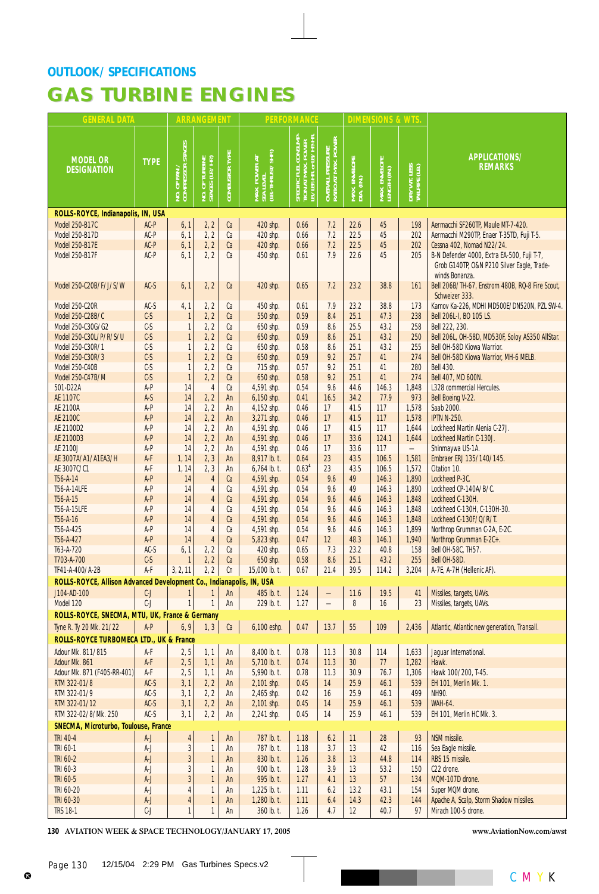## OUTLOOK/SPECIFICATIONS

# GAS TURBINE ENGINES

| GENERAL DATA | | ARRANGEMENT | | | PERFORMANCE | | | DIMENSIONS & WTS. | | | |
|---|---|---|---|---|---|---|---|---|---|---|---|
| MODEL OR DESIGNATION | TYPE | NO. OF FAN/ COMPRESSOR STAGES | NO. OF TURBINE STAGES (LP/HP) | COMBUSTOR TYPE | MAX. POWER AT SEA LEVEL (LB.-THRUST/SHP.) | SPECIFIC FUEL CONSUMPTION AT MAX. POWER LB./LB.-HR. or LB./SHP.-HR. | OVERALL PRESSURE RATIO AT MAX. POWER | MAX. ENVELOPE DIA. (IN.) | MAX. ENVELOPE LENGTH (IN.) | DRY WT. LESS TAILPIPE (LB.) | APPLICATIONS/ REMARKS |
| **ROLLS-ROYCE, Indianapolis, IN, USA** | | | | | | | | | | | |
| Model 250-B17C | AC-P | 6, 1 | 2, 2 | Ca | 420 shp. | 0.66 | 7.2 | 22.6 | 45 | 198 | Aermacchi SF260TP, Maule MT-7-420. |
| Model 250-B17D | AC-P | 6, 1 | 2, 2 | Ca | 420 shp. | 0.66 | 7.2 | 22.5 | 45 | 202 | Aermacchi M290TP, Enaer T-35TD, Fuji T-5. |
| Model 250-B17E | AC-P | 6, 1 | 2, 2 | Ca | 420 shp. | 0.66 | 7.2 | 22.5 | 45 | 202 | Cessna 402, Nomad N22/24. |
| Model 250-B17F | AC-P | 6, 1 | 2, 2 | Ca | 450 shp. | 0.61 | 7.9 | 22.6 | 45 | 205 | B-N Defender 4000, Extra EA-500, Fuji T-7, Grob G140TP, O&N P210 Silver Eagle, Tradewinds Bonanza. |
| Model 250-C20B/F/J/S/W | AC-S | 6, 1 | 2, 2 | Ca | 420 shp. | 0.65 | 7.2 | 23.2 | 38.8 | 161 | Bell 206B/TH-67, Enstrom 480B, RQ-8 Fire Scout, Schweizer 333. |
| Model 250-C20R | AC-S | 4, 1 | 2, 2 | Ca | 450 shp. | 0.61 | 7.9 | 23.2 | 38.8 | 173 | Kamov Ka-226, MDHI MD500E/DN520N, PZL SW-4. |
| Model 250-C28B/C | C-S | 1 | 2, 2 | Ca | 550 shp. | 0.59 | 8.4 | 25.1 | 47.3 | 238 | Bell 206L-I, BO 105 LS. |
| Model 250-C30G/G2 | C-S | 1 | 2, 2 | Ca | 650 shp. | 0.59 | 8.6 | 25.5 | 43.2 | 258 | Bell 222, 230. |
| Model 250-C30L/P/R/S/U | C-S | 1 | 2, 2 | Ca | 650 shp. | 0.59 | 8.6 | 25.1 | 43.2 | 250 | Bell 206L, OH-58D, MD530F, Soloy AS350 AllStar. |
| Model 250-C30R/1 | C-S | 1 | 2, 2 | Ca | 650 shp. | 0.58 | 8.6 | 25.1 | 43.2 | 255 | Bell OH-58D Kiowa Warrior. |
| Model 250-C30R/3 | C-S | 1 | 2, 2 | Ca | 650 shp. | 0.59 | 9.2 | 25.7 | 41 | 274 | Bell OH-58D Kiowa Warrior, MH-6 MELB. |
| Model 250-C40B | C-S | 1 | 2, 2 | Ca | 715 shp. | 0.57 | 9.2 | 25.1 | 41 | 280 | Bell 430. |
| Model 250-C47B/M | C-S | 1 | 2, 2 | Ca | 650 shp. | 0.58 | 9.2 | 25.1 | 41 | 274 | Bell 407, MD 600N. |
| 501-D22A | A-P | 14 | 4 | Ca | 4,591 shp. | 0.54 | 9.6 | 44.6 | 146.3 | 1,848 | L328 commercial Hercules. |
| AE 1107C | A-S | 14 | 2, 2 | An | 6,150 shp. | 0.41 | 16.5 | 34.2 | 77.9 | 973 | Bell Boeing V-22. |
| AE 2100A | A-P | 14 | 2, 2 | An | 4,152 shp. | 0.46 | 17 | 41.5 | 117 | 1,578 | Saab 2000. |
| AE 2100C | A-P | 14 | 2, 2 | An | 3,271 shp. | 0.46 | 17 | 41.5 | 117 | 1,578 | IPTN N-250. |
| AE 2100D2 | A-P | 14 | 2, 2 | An | 4,591 shp. | 0.46 | 17 | 41.5 | 117 | 1,644 | Lockheed Martin Alenia C-27J. |
| AE 2100D3 | A-P | 14 | 2, 2 | An | 4,591 shp. | 0.46 | 17 | 33.6 | 124.1 | 1,644 | Lockheed Martin C-130J. |
| AE 2100J | A-P | 14 | 2, 2 | An | 4,591 shp. | 0.46 | 17 | 33.6 | 117 | – | Shinmaywa US-1A. |
| AE 3007A/A1/A1EA3/H | A-F | 1, 14 | 2, 3 | An | 8,917 lb. t. | 0.64 | 23 | 43.5 | 106.5 | 1,581 | Embraer ERJ 135/140/145. |
| AE 3007C/C1 | A-F | 1, 14 | 2, 3 | An | 6,764 lb. t. | 0.63[4] | 23 | 43.5 | 106.5 | 1,572 | Citation 10. |
| T56-A-14 | A-P | 14 | 4 | Ca | 4,591 shp. | 0.54 | 9.6 | 49 | 146.3 | 1,890 | Lockheed P-3C. |
| T56-A-14LFE | A-P | 14 | 4 | Ca | 4,591 shp. | 0.54 | 9.6 | 49 | 146.3 | 1,890 | Lockheed CP-140A/B/C. |
| T56-A-15 | A-P | 14 | 4 | Ca | 4,591 shp. | 0.54 | 9.6 | 44.6 | 146.3 | 1,848 | Lockheed C-130H. |
| T56-A-15LFE | A-P | 14 | 4 | Ca | 4,591 shp. | 0.54 | 9.6 | 44.6 | 146.3 | 1,848 | Lockheed C-130H, C-130H-30. |
| T56-A-16 | A-P | 14 | 4 | Ca | 4,591 shp. | 0.54 | 9.6 | 44.6 | 146.3 | 1,848 | Lockheed C-130F/Q/R/T. |
| T56-A-425 | A-P | 14 | 4 | Ca | 4,591 shp. | 0.54 | 9.6 | 44.6 | 146.3 | 1,899 | Northrop Grumman C-2A, E-2C. |
| T56-A-427 | A-P | 14 | 4 | Ca | 5,823 shp. | 0.47 | 12 | 48.3 | 146.1 | 1,940 | Northrop Grumman E-2C+. |
| T63-A-720 | AC-S | 6, 1 | 2, 2 | Ca | 420 shp. | 0.65 | 7.3 | 23.2 | 40.8 | 158 | Bell OH-58C, TH57. |
| T703-A-700 | C-S | 1 | 2, 2 | Ca | 650 shp. | 0.58 | 8.6 | 25.1 | 43.2 | 255 | Bell OH-58D. |
| TF41-A-400/A-2B | A-F | 3, 2, 11 | 2, 2 | Cn | 15,000 lb. t. | 0.67 | 21.4 | 39.5 | 114.2 | 3,204 | A-7E, A-7H (Hellenic AF). |
| **ROLLS-ROYCE, Allison Advanced Development Co., Indianapolis, IN, USA** | | | | | | | | | | | |
| J104-AD-100 | C-J | 1 | 1 | An | 485 lb. t. | 1.24 | – | 11.6 | 19.5 | 41 | Missiles, targets, UAVs. |
| Model 120 | C-J | 1 | 1 | An | 229 lb. t. | 1.27 | – | 8 | 16 | 23 | Missiles, targets, UAVs. |
| **ROLLS-ROYCE, SNECMA, MTU, UK, France & Germany** | | | | | | | | | | | |
| Tyne R. Ty 20 Mk. 21/22 | A-P | 6, 9 | 1, 3 | Ca | 6,100 eshp. | 0.47 | 13.7 | 55 | 109 | 2,436 | Atlantic, Atlantic new generation, Transall. |
| **ROLLS-ROYCE TURBOMECA LTD., UK & France** | | | | | | | | | | | |
| Adour Mk. 811/815 | A-F | 2, 5 | 1, 1 | An | 8,400 lb. t. | 0.78 | 11.3 | 30.8 | 114 | 1,633 | Jaguar International. |
| Adour Mk. 861 | A-F | 2, 5 | 1, 1 | An | 5,710 lb. t. | 0.74 | 11.3 | 30 | 77 | 1,282 | Hawk. |
| Adour Mk. 871 (F405-RR-401) | A-F | 2, 5 | 1, 1 | An | 5,990 lb. t. | 0.78 | 11.3 | 30.9 | 76.7 | 1,306 | Hawk 100/200, T-45. |
| RTM 322-01/8 | AC-S | 3, 1 | 2, 2 | An | 2,101 shp. | 0.45 | 14 | 25.9 | 46.1 | 539 | EH 101, Merlin Mk. 1. |
| RTM 322-01/9 | AC-S | 3, 1 | 2, 2 | An | 2,465 shp. | 0.42 | 16 | 25.9 | 46.1 | 499 | NH90. |
| RTM 322-01/12 | AC-S | 3, 1 | 2, 2 | An | 2,101 shp. | 0.45 | 14 | 25.9 | 46.1 | 539 | WAH-64. |
| RTM 322-02/8/Mk. 250 | AC-S | 3, 1 | 2, 2 | An | 2,241 shp. | 0.45 | 14 | 25.9 | 46.1 | 539 | EH 101, Merlin HC Mk. 3. |
| **SNECMA, Microturbo, Toulouse, France** | | | | | | | | | | | |
| TRI 40-4 | A-J | 4 | 1 | An | 787 lb. t. | 1.18 | 6.2 | 11 | 28 | 93 | NSM missile. |
| TRI 60-1 | A-J | 3 | 1 | An | 787 lb. t. | 1.18 | 3.7 | 13 | 42 | 116 | Sea Eagle missile. |
| TRI 60-2 | A-J | 3 | 1 | An | 830 lb. t. | 1.26 | 3.8 | 13 | 44.8 | 114 | RBS 15 missile. |
| TRI 60-3 | A-J | 3 | 1 | An | 900 lb. t. | 1.28 | 3.9 | 13 | 53.2 | 150 | C22 drone. |
| TRI 60-5 | A-J | 3 | 1 | An | 995 lb. t. | 1.27 | 4.1 | 13 | 57 | 134 | MQM-107D drone. |
| TRI 60-20 | A-J | 4 | 1 | An | 1,225 lb. t. | 1.11 | 6.2 | 13.2 | 43.1 | 154 | Super MQM drone. |
| TRI 60-30 | A-J | 4 | 1 | An | 1,280 lb. t. | 1.11 | 6.4 | 14.3 | 42.3 | 144 | Apache A, Scalp, Storm Shadow missiles. |
| TRS 18-1 | C-J | 1 | 1 | An | 360 lb. t. | 1.26 | 4.7 | 12 | 40.7 | 97 | Mirach 100-5 drone. |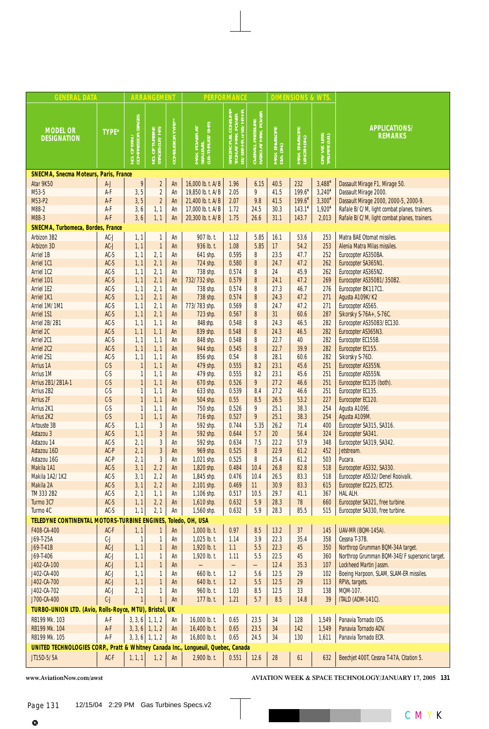| GENERAL DATA | | ARRANGEMENT | | | PERFORMANCE | | | DIMENSIONS & WTS. | | | APPLICATIONS/ REMARKS |
|---|---|---|---|---|---|---|---|---|---|---|---|
| MODEL OR DESIGNATION | TYPE* | NO. OF FAN/ COMPRESSOR STAGES | NO. OF TURBINE STAGES (LP/ HP) | COMBUSTOR TYPE** | MAX. POWER AT SEA LEVEL (LB.-THRUST/ SHP) | SPECIFIC FUEL CONSUMPTION AT MAX. POWER LB/LBT-HR. or LB/HP-HR. | OVERALL PRESSURE RATIO AT MAX. POWER | MAX. ENVELOPE DIA. (IN.) | MAX. ENVELOPE LENGTH (IN.) | DRY WT. LESS TAILPIPE (LB.) | |
| **SNECMA, Snecma Moteurs, Paris, France** | | | | | | | | | | | |
| Atar 9K50 | A-J | 9 | 2 | An | 16,000 lb. t. A/B | 1.96 | 6.15 | 40.5 | 232 | 3,488[4] | Dassault Mirage F1, Mirage 50. |
| M53-5 | A-F | 3, 5 | 2 | An | 19,850 lb. t. A/B | 2.05 | 9 | 41.5 | 199.6[4] | 3,240[4] | Dassault Mirage 2000. |
| M53-P2 | A-F | 3, 5 | 2 | An | 21,400 lb. t. A/B | 2.07 | 9.8 | 41.5 | 199.6[4] | 3,300[4] | Dassault Mirage 2000, 2000-5, 2000-9. |
| M88-2 | A-F | 3, 6 | 1, 1 | An | 17,000 lb. t. A/B | 1.72 | 24.5 | 30.3 | 143.1[4] | 1,920[4] | Rafale B/C/M, light combat planes, trainers. |
| M88-3 | A-F | 3, 6 | 1, 1 | An | 20,300 lb. t. A/B | 1.75 | 26.6 | 31.1 | 143.7 | 2,013 | Rafale B/C/M, light combat planes, trainers. |
| **SNECMA, Turbomeca, Bordes, France** | | | | | | | | | | | |
| Arbizon 3B2 | AC-J | 1, 1 | 1 | An | 907 lb. t. | 1.12 | 5.85 | 16.1 | 53.6 | 253 | Matra BAE Otomat missiles. |
| Arbizon 3D | AC-J | 1, 1 | 1 | An | 936 lb. t. | 1.08 | 5.85 | 17 | 54.2 | 253 | Alenia Matra Milas missiles. |
| Arriel 1B | AC-S | 1, 1 | 2, 1 | An | 641 shp. | 0.595 | 8 | 23.5 | 47.7 | 252 | Eurocopter AS350BA. |
| Arriel 1C1 | AC-S | 1, 1 | 2, 1 | An | 724 shp. | 0.580 | 8 | 24.7 | 47.2 | 262 | Eurocopter SA365N1. |
| Arriel 1C2 | AC-S | 1, 1 | 2, 1 | An | 738 shp. | 0.574 | 8 | 24 | 45.9 | 262 | Eurocopter AS365N2. |
| Arriel 1D1 | AC-S | 1, 1 | 2, 1 | An | 732/732 shp. | 0.579 | 8 | 24.1 | 47.2 | 269 | Eurocopter AS350B1/350B2. |
| Arriel 1E2 | AC-S | 1, 1 | 2, 1 | An | 738 shp. | 0.574 | 8 | 27.3 | 46.7 | 276 | Eurocopter BK117C1. |
| Arriel 1K1 | AC-S | 1, 1 | 2, 1 | An | 738 shp. | 0.574 | 8 | 24.3 | 47.2 | 271 | Agusta A109K/K2 |
| Arriel 1M/1M1 | AC-S | 1, 1 | 2, 1 | An | 773/783 shp. | 0.569 | 8 | 24.7 | 47.2 | 271 | Eurocopter AS565. |
| Arriel 1S1 | AC-S | 1, 1 | 2, 1 | An | 723 shp. | 0.567 | 8 | 31 | 60.6 | 287 | Sikorsky S-76A+, S-76C. |
| Arriel 2B/2B1 | AC-S | 1, 1 | 1, 1 | An | 848 shp. | 0.548 | 8 | 24.3 | 46.5 | 282 | Eurocopter AS350B3/EC130. |
| Arriel 2C | AC-S | 1, 1 | 1, 1 | An | 839 shp. | 0.548 | 8 | 24.3 | 46.5 | 282 | Eurocopter AS365N3. |
| Arriel 2C1 | AC-S | 1, 1 | 1, 1 | An | 848 shp. | 0.548 | 8 | 22.7 | 40 | 282 | Eurocopter EC155B. |
| Arriel 2C2 | AC-S | 1, 1 | 1, 1 | An | 944 shp. | 0.545 | 8 | 22.7 | 39.9 | 282 | Eurocopter EC155. |
| Arriel 2S1 | AC-S | 1, 1 | 1, 1 | An | 856 shp. | 0.54 | 8 | 28.1 | 60.6 | 282 | Sikorsky S-76D. |
| Arrius 1A | C-S | 1 | 1, 1 | An | 479 shp. | 0.555 | 8.2 | 23.1 | 45.6 | 251 | Eurocopter AS355N. |
| Arrius 1M | C-S | 1 | 1, 1 | An | 479 shp. | 0.555 | 8.2 | 23.1 | 45.6 | 251 | Eurocopter AS555N. |
| Arrius 2B1/2B1A-1 | C-S | 1 | 1, 1 | An | 670 shp. | 0.526 | 9 | 27.2 | 46.6 | 251 | Eurocopter EC135 (both). |
| Arrius 2B2 | C-S | 1 | 1, 1 | An | 633 shp. | 0.539 | 8.4 | 27.2 | 46.6 | 251 | Eurocopter EC135. |
| Arrius 2F | C-S | 1 | 1, 1 | An | 504 shp. | 0.55 | 8.5 | 26.5 | 53.2 | 227 | Eurocopter EC120. |
| Arrius 2K1 | C-S | 1 | 1, 1 | An | 750 shp. | 0.526 | 9 | 25.1 | 38.3 | 254 | Agusta A109E. |
| Arrius 2K2 | C-S | 1 | 1, 1 | An | 716 shp. | 0.527 | 9 | 25.1 | 38.3 | 254 | Agusta A109M. |
| Artouste 3B | AC-S | 1, 1 | 3 | An | 592 shp. | 0.744 | 5.35 | 26.2 | 71.4 | 400 | Eurocopter SA315, SA316. |
| Astazou 3 | AC-S | 1, 1 | 3 | An | 592 shp. | 0.644 | 5.7 | 20 | 56.4 | 324 | Eurocopter SA341. |
| Astazou 14 | AC-S | 2, 1 | 3 | An | 592 shp. | 0.634 | 7.5 | 22.2 | 57.9 | 348 | Eurocopter SA319, SA342. |
| Astazou 16D | AC-P | 2, 1 | 3 | An | 969 shp. | 0.525 | 8 | 22.9 | 61.2 | 452 | Jetstream. |
| Astazou 16G | AC-P | 2, 1 | 3 | An | 1,021 shp. | 0.525 | 8 | 25.4 | 61.2 | 503 | Pucara. |
| Makila 1A1 | AC-S | 3, 1 | 2, 2 | An | 1,820 shp. | 0.484 | 10.4 | 26.8 | 82.8 | 518 | Eurocopter AS332, SA330. |
| Makila 1A2/1K2 | AC-S | 3, 1 | 2, 2 | An | 1,845 shp. | 0.476 | 10.4 | 26.5 | 83.3 | 518 | Eurocopter AS532/Denel Rooivalk. |
| Makila 2A | AC-S | 3, 1 | 2, 2 | An | 2,101 shp. | 0.469 | 11 | 30.9 | 83.3 | 615 | Eurocopter EC225, EC725. |
| TM 333 2B2 | AC-S | 2, 1 | 1, 1 | An | 1,106 shp. | 0.517 | 10.5 | 29.7 | 41.1 | 367 | HAL ALH. |
| Turmo 3C7 | AC-S | 1, 1 | 2, 2 | An | 1,610 shp. | 0.632 | 5.9 | 28.3 | 78 | 660 | Eurocopter SA321, free turbine. |
| Turmo 4C | AC-S | 1, 1 | 2, 1 | An | 1,560 shp. | 0.632 | 5.9 | 28.3 | 85.5 | 515 | Eurocopter SA330, free turbine. |
| **TELEDYNE CONTINENTAL MOTORS-TURBINE ENGINES, Toledo, OH, USA** | | | | | | | | | | | |
| F408-CA-400 | AC-F | 1, 1 | 1 | An | 1,000 lb. t. | 0.97 | 8.5 | 13.2 | 37 | 145 | UAV-MR (BQM-145A). |
| J69-T-25A | C-J | 1 | 1 | An | 1,025 lb. t. | 1.14 | 3.9 | 22.3 | 35.4 | 358 | Cessna T-37B. |
| J69-T-41B | AC-J | 1, 1 | 1 | An | 1,920 lb. t. | 1.1 | 5.5 | 22.3 | 45 | 350 | Northrop Grumman BQM-34A target. |
| J69-T-406 | AC-J | 1, 1 | 1 | An | 1,920 lb. t. | 1.11 | 5.5 | 22.5 | 45 | 360 | Northrop Grumman BQM-34E/F supersonic target. |
| J402-CA-100 | AC-J | 1, 1 | 1 | An | – | – | – | 12.4 | 35.3 | 107 | Lockheed Martin Jassm. |
| J402-CA-400 | AC-J | 1, 1 | 1 | An | 660 lb. t. | 1.2 | 5.6 | 12.5 | 29 | 102 | Boeing Harpoon, SLAM, SLAM-ER missiles. |
| J402-CA-700 | AC-J | 1, 1 | 1 | An | 640 lb. t. | 1.2 | 5.5 | 12.5 | 29 | 113 | RPVs, targets. |
| J402-CA-702 | AC-J | 2, 1 | 1 | An | 960 lb. t. | 1.03 | 8.5 | 12.5 | 33 | 138 | MQM-107. |
| J700-CA-400 | C-J | 1 | 1 | An | 177 lb. t. | 1.21 | 5.7 | 8.5 | 14.8 | 39 | ITALD (ADM-141C). |
| **TURBO-UNION LTD. (Avio, Rolls-Royce, MTU), Bristol, UK** | | | | | | | | | | | |
| RB199 Mk. 103 | A-F | 3, 3, 6 | 1, 1, 2 | An | 16,000 lb. t. | 0.65 | 23.5 | 34 | 128 | 1,549 | Panavia Tornado IDS. |
| RB199 Mk. 104 | A-F | 3, 3, 6 | 1, 1, 2 | An | 16,400 lb. t. | 0.65 | 23.5 | 34 | 142 | 1,549 | Panavia Tornado ADV. |
| RB199 Mk. 105 | A-F | 3, 3, 6 | 1, 1, 2 | An | 16,800 lb. t. | 0.65 | 24.5 | 34 | 130 | 1,611 | Panavia Tornado ECR. |
| **UNITED TECHNOLOGIES CORP., Pratt & Whitney Canada Inc., Longueuil, Quebec, Canada** | | | | | | | | | | | |
| JT15D-5/5A | AC-F | 1, 1, 1 | 1, 2 | An | 2,900 lb. t. | 0.551 | 12.6 | 28 | 61 | 632 | Beechjet 400T, Cessna T-47A, Citation 5. |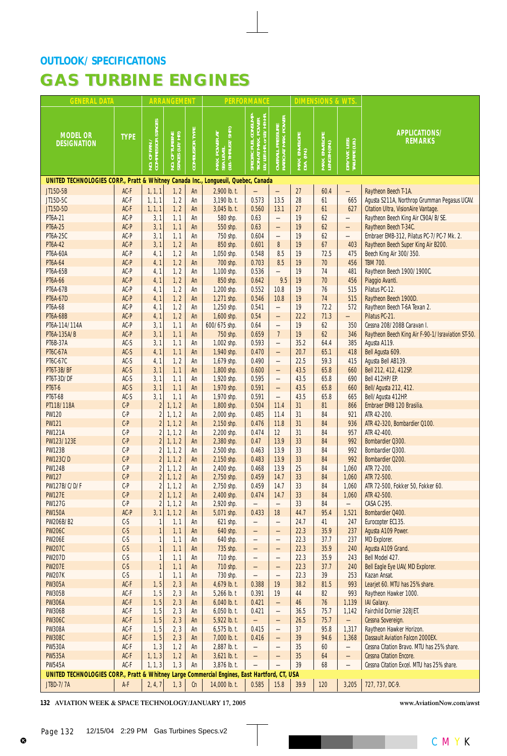## OUTLOOK/ SPECIFICATIONS

# GAS TURBINE ENGINES

| GENERAL DATA | | ARRANGEMENT | | | PERFORMANCE | | | DIMENSIONS & WTS. | | | |
|---|---|---|---|---|---|---|---|---|---|---|---|
| MODEL OR DESIGNATION | TYPE | NO. OF FAN/ COMPRESSOR STAGES | NO. OF TURBINE STAGES (LP/ HP) | COMBUSTOR TYPE | MAX. POWER AT SEA LEVEL (LB.-THRUST/ SHP.) | SPECIFIC FUEL CONSUMPTION AT MAX. POWER LB./LB.-HR. or LB./ HP-HR. | OVERALL PRESSURE RATIO AT MAX. POWER | MAX. ENVELOPE DIA. (IN.) | MAX. ENVELOPE LENGTH (IN.) | DRY WT. LESS TAILPIPE (LB.) | APPLICATIONS/ REMARKS |
| **UNITED TECHNOLOGIES CORP., Pratt & Whitney Canada Inc., Longueuil, Quebec, Canada** | | | | | | | | | | | |
| JT15D-5B | AC-F | 1, 1, 1 | 1, 2 | An | 2,900 lb. t. | – | – | 27 | 60.4 | – | Raytheon Beech T-1A. |
| JT15D-5C | AC-F | 1, 1, 1 | 1, 2 | An | 3,190 lb. t. | 0.573 | 13.5 | 28 | 61 | 665 | Agusta S211A, Northrop Grumman Pegasus UCAV. |
| JT15D-5D | AC-F | 1, 1, 1 | 1, 2 | An | 3,045 lb. t. | 0.560 | 13.1 | 27 | 61 | 627 | Citation Ultra, VisionAire Vantage. |
| PT6A-21 | AC-P | 3, 1 | 1, 1 | An | 580 shp. | 0.63 | – | 19 | 62 | – | Raytheon Beech King Air C90A/ B/ SE. |
| PT6A-25 | AC-P | 3, 1 | 1, 1 | An | 550 shp. | 0.63 | – | 19 | 62 | – | Raytheon Beech T-34C. |
| PT6A-25C | AC-P | 3, 1 | 1, 1 | An | 750 shp. | 0.604 | – | 19 | 62 | – | Embraer EMB-312, Pilatus PC-7/ PC-7 Mk. 2. |
| PT6A-42 | AC-P | 3, 1 | 1, 2 | An | 850 shp. | 0.601 | 8 | 19 | 67 | 403 | Raytheon Beech Super King Air B200. |
| PT6A-60A | AC-P | 4, 1 | 1, 2 | An | 1,050 shp. | 0.548 | 8.5 | 19 | 72.5 | 475 | Beech King Air 300/ 350. |
| PT6A-64 | AC-P | 4, 1 | 1, 2 | An | 700 shp. | 0.703 | 8.5 | 19 | 70 | 456 | TBM 700. |
| PT6A-65B | AC-P | 4, 1 | 1, 2 | An | 1,100 shp. | 0.536 | – | 19 | 74 | 481 | Raytheon Beech 1900/ 1900C. |
| PT6A-66 | AC-P | 4, 1 | 1, 2 | An | 850 shp. | 0.642 | 9.5 | 19 | 70 | 456 | Piaggio Avanti. |
| PT6A-67B | AC-P | 4, 1 | 1, 2 | An | 1,200 shp. | 0.552 | 10.8 | 19 | 76 | 515 | Pilatus PC-12. |
| PT6A-67D | AC-P | 4, 1 | 1, 2 | An | 1,271 shp. | 0.546 | 10.8 | 19 | 74 | 515 | Raytheon Beech 1900D. |
| PT6A-68 | AC-P | 4, 1 | 1, 2 | An | 1,250 shp. | 0.541 | – | 19 | 72.2 | 572 | Raytheon Beech T-6A Texan 2. |
| PT6A-68B | AC-P | 4, 1 | 1, 2 | An | 1,600 shp. | 0.54 | – | 22.2 | 71.3 | – | Pilatus PC-21. |
| PT6A-114/ 114A | AC-P | 3, 1 | 1, 1 | An | 600/ 675 shp. | 0.64 | – | 19 | 62 | 350 | Cessna 208/ 208B Caravan I. |
| PT6A-135A/ B | AC-P | 3, 1 | 1, 1 | An | 750 shp. | 0.659 | 7 | 19 | 62 | 346 | Raytheon Beech King Air F-90-1/ Israviation ST-50. |
| PT6B-37A | AC-S | 3, 1 | 1, 1 | An | 1,002 shp. | 0.593 | – | 35.2 | 64.4 | 385 | Agusta A119. |
| PT6C-67A | AC-S | 4, 1 | 1, 1 | An | 1,940 shp. | 0.470 | – | 20.7 | 65.1 | 418 | Bell Agusta 609. |
| PT6C-67C | AC-S | 4, 1 | 1, 2 | An | 1,679 shp. | 0.490 | – | 22.5 | 59.3 | 415 | Agusta Bell AB139. |
| PT6T-3B/ BF | AC-S | 3, 1 | 1, 1 | An | 1,800 shp. | 0.600 | – | 43.5 | 65.8 | 660 | Bell 212, 412, 412SP. |
| PT6T-3D/ DF | AC-S | 3, 1 | 1, 1 | An | 1,920 shp. | 0.595 | – | 43.5 | 65.8 | 690 | Bell 412HP/ EP. |
| PT6T-6 | AC-S | 3, 1 | 1, 1 | An | 1,970 shp. | 0.591 | – | 43.5 | 65.8 | 660 | Bell/ Agusta 212, 412. |
| PT6T-68 | AC-S | 3, 1 | 1, 1 | An | 1,970 shp. | 0.591 | – | 43.5 | 65.8 | 665 | Bell/ Agusta 412HP. |
| PT118/ 118A | C-P | 2 | 1, 1, 2 | An | 1,800 shp. | 0.504 | 11.4 | 31 | 81 | 866 | Embraer EMB 120 Brasilia. |
| PW120 | C-P | 2 | 1, 1, 2 | An | 2,000 shp. | 0.485 | 11.4 | 31 | 84 | 921 | ATR 42-200. |
| PW121 | C-P | 2 | 1, 1, 2 | An | 2,150 shp. | 0.476 | 11.8 | 31 | 84 | 936 | ATR 42-320, Bombardier Q100. |
| PW121A | C-P | 2 | 1, 1, 2 | An | 2,200 shp. | 0.474 | 12 | 31 | 84 | 957 | ATR 42-400. |
| PW123/ 123E | C-P | 2 | 1, 1, 2 | An | 2,380 shp. | 0.47 | 13.9 | 33 | 84 | 992 | Bombardier Q300. |
| PW123B | C-P | 2 | 1, 1, 2 | An | 2,500 shp. | 0.463 | 13.9 | 33 | 84 | 992 | Bombardier Q300. |
| PW123C/ D | C-P | 2 | 1, 1, 2 | An | 2,150 shp. | 0.483 | 13.9 | 33 | 84 | 992 | Bombardier Q200. |
| PW124B | C-P | 2 | 1, 1, 2 | An | 2,400 shp. | 0.468 | 13.9 | 25 | 84 | 1,060 | ATR 72-200. |
| PW127 | C-P | 2 | 1, 1, 2 | An | 2,750 shp. | 0.459 | 14.7 | 33 | 84 | 1,060 | ATR 72-500. |
| PW127B/ C/ D/ F | C-P | 2 | 1, 1, 2 | An | 2,750 shp. | 0.459 | 14.7 | 33 | 84 | 1,060 | ATR 72-500, Fokker 50, Fokker 60. |
| PW127E | C-P | 2 | 1, 1, 2 | An | 2,400 shp. | 0.474 | 14.7 | 33 | 84 | 1,060 | ATR 42-500. |
| PW127G | C-P | 2 | 1, 1, 2 | An | 2,920 shp. | – | – | 33 | 84 | – | CASA C-295. |
| PW150A | AC-P | 3, 1 | 1, 1, 2 | An | 5,071 shp. | 0.433 | 18 | 44.7 | 95.4 | 1,521 | Bombardier Q400. |
| PW206B/ B2 | C-S | 1 | 1, 1 | An | 621 shp. | – | – | 24.7 | 41 | 247 | Eurocopter EC135. |
| PW206C | C-S | 1 | 1, 1 | An | 640 shp. | – | – | 22.3 | 35.9 | 237 | Agusta A109 Power. |
| PW206E | C-S | 1 | 1, 1 | An | 640 shp. | – | – | 22.3 | 37.7 | 237 | MD Explorer. |
| PW207C | C-S | 1 | 1, 1 | An | 735 shp. | – | – | 22.3 | 35.9 | 240 | Agusta A109 Grand. |
| PW207D | C-S | 1 | 1, 1 | An | 710 shp. | – | – | 22.3 | 35.9 | 243 | Bell Model 427. |
| PW207E | C-S | 1 | 1, 1 | An | 710 shp. | – | – | 22.3 | 37.7 | 240 | Bell Eagle Eye UAV, MD Explorer. |
| PW207K | C-S | 1 | 1, 1 | An | 730 shp. | – | – | 22.3 | 39 | 253 | Kazan Ansat. |
| PW305A | AC-F | 1, 5 | 2, 3 | An | 4,679 lb. t. | 0.388 | 19 | 38.2 | 81.5 | 993 | Learjet 60. MTU has 25% share. |
| PW305B | AC-F | 1, 5 | 2, 3 | An | 5,266 lb. t | 0.391 | 19 | 44 | 82 | 993 | Raytheon Hawker 1000. |
| PW306A | AC-F | 1, 5 | 2, 3 | An | 6,040 lb. t. | 0.421 | – | 46 | 76 | 1,139 | IAI Galaxy. |
| PW306B | AC-F | 1, 5 | 2, 3 | An | 6,050 lb. t. | 0.421 | – | 36.5 | 75.7 | 1,142 | Fairchild Dornier 328JET. |
| PW306C | AC-F | 1, 5 | 2, 3 | An | 5,922 lb. t. | – | – | 26.5 | 75.7 | – | Cessna Sovereign. |
| PW308A | AC-F | 1, 5 | 2, 3 | An | 6,575 lb. t. | 0.415 | – | 37 | 95.8 | 1,317 | Raytheon Hawker Horizon. |
| PW308C | AC-F | 1, 5 | 2, 3 | An | 7,000 lb. t. | 0.416 | – | 39 | 94.6 | 1,368 | Dassault Aviation Falcon 2000EX. |
| PW530A | AC-F | 1, 3 | 1, 2 | An | 2,887 lb. t. | – | – | 35 | 60 | – | Cessna Citation Bravo. MTU has 25% share. |
| PW535A | AC-F | 1, 1, 3 | 1, 2 | An | 3,621 lb. t. | – | – | 35 | 64 | – | Cessna Citation Encore. |
| PW545A | AC-F | 1, 1, 3 | 1, 3 | An | 3,876 lb. t. | – | – | 39 | 68 | – | Cessna Citation Excel. MTU has 25% share. |
| **UNITED TECHNOLOGIES CORP., Pratt & Whitney Large Commercial Engines, East Hartford, CT, USA** | | | | | | | | | | | |
| JT8D-7/ 7A | A-F | 2, 4, 7 | 1, 3 | Cn | 14,000 lb. t. | 0.585 | 15.8 | 39.9 | 120 | 3,205 | 727, 737, DC-9. |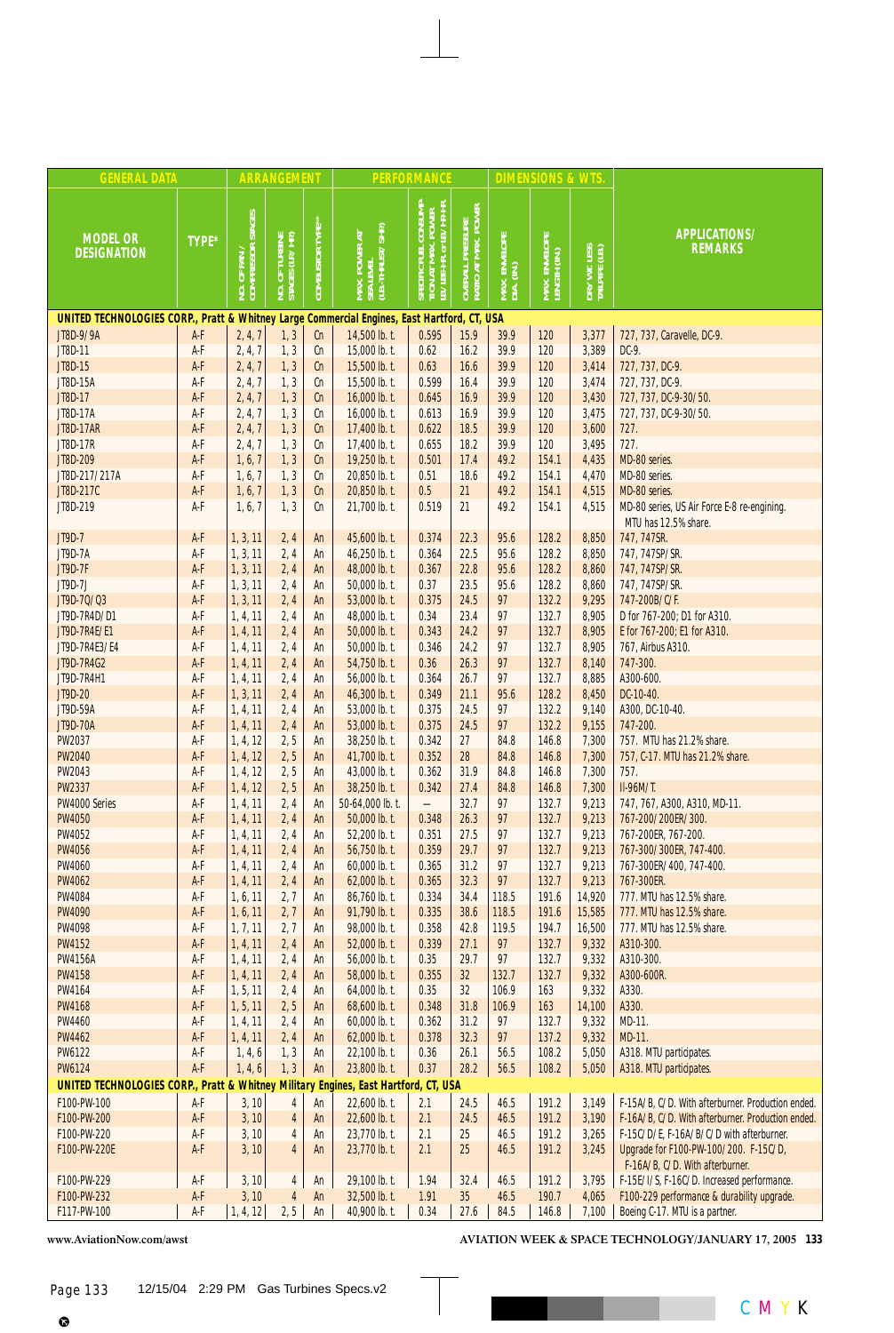| GENERAL DATA | | ARRANGEMENT | | | PERFORMANCE | | | DIMENSIONS & WTS. | | | |
|---|---|---|---|---|---|---|---|---|---|---|---|
| MODEL OR DESIGNATION | TYPE* | NO. OF FAN/ COMPRESSOR STAGES | NO. OF TURBINE STAGES (L.P./ H.P.) | COMBUSTOR TYPE** | MAX. POWER AT SEA LEVEL (LB.-THRUST/ SHP.) | SPECIFIC FUEL CONSUMPTION AT MAX. POWER LB./ LB.-HR. or LB./ HP-HR. | OVERALL PRESSURE RATIO AT MAX. POWER | MAX. ENVELOPE DIA. (IN.) | MAX. ENVELOPE LENGTH (IN.) | DRY WT. LESS TAILPIPE (LB.) | APPLICATIONS/ REMARKS |
| **UNITED TECHNOLOGIES CORP., Pratt & Whitney Large Commercial Engines, East Hartford, CT, USA** | | | | | | | | | | | |
| JT8D-9/9A | A-F | 2, 4, 7 | 1, 3 | Cn | 14,500 lb. t. | 0.595 | 15.9 | 39.9 | 120 | 3,377 | 727, 737, Caravelle, DC-9. |
| JT8D-11 | A-F | 2, 4, 7 | 1, 3 | Cn | 15,000 lb. t. | 0.62 | 16.2 | 39.9 | 120 | 3,389 | DC-9. |
| JT8D-15 | A-F | 2, 4, 7 | 1, 3 | Cn | 15,500 lb. t. | 0.63 | 16.6 | 39.9 | 120 | 3,414 | 727, 737, DC-9. |
| JT8D-15A | A-F | 2, 4, 7 | 1, 3 | Cn | 15,500 lb. t. | 0.599 | 16.4 | 39.9 | 120 | 3,474 | 727, 737, DC-9. |
| JT8D-17 | A-F | 2, 4, 7 | 1, 3 | Cn | 16,000 lb. t. | 0.645 | 16.9 | 39.9 | 120 | 3,430 | 727, 737, DC-9-30/50. |
| JT8D-17A | A-F | 2, 4, 7 | 1, 3 | Cn | 16,000 lb. t. | 0.613 | 16.9 | 39.9 | 120 | 3,475 | 727, 737, DC-9-30/50. |
| JT8D-17AR | A-F | 2, 4, 7 | 1, 3 | Cn | 17,400 lb. t. | 0.622 | 18.5 | 39.9 | 120 | 3,600 | 727. |
| JT8D-17R | A-F | 2, 4, 7 | 1, 3 | Cn | 17,400 lb. t. | 0.655 | 18.2 | 39.9 | 120 | 3,495 | 727. |
| JT8D-209 | A-F | 1, 6, 7 | 1, 3 | Cn | 19,250 lb. t. | 0.501 | 17.4 | 49.2 | 154.1 | 4,435 | MD-80 series. |
| JT8D-217/217A | A-F | 1, 6, 7 | 1, 3 | Cn | 20,850 lb. t. | 0.51 | 18.6 | 49.2 | 154.1 | 4,470 | MD-80 series. |
| JT8D-217C | A-F | 1, 6, 7 | 1, 3 | Cn | 20,850 lb. t. | 0.5 | 21 | 49.2 | 154.1 | 4,515 | MD-80 series. |
| JT8D-219 | A-F | 1, 6, 7 | 1, 3 | Cn | 21,700 lb. t. | 0.519 | 21 | 49.2 | 154.1 | 4,515 | MD-80 series, US Air Force E-8 re-engining. MTU has 12.5% share. |
| JT9D-7 | A-F | 1, 3, 11 | 2, 4 | An | 45,600 lb. t. | 0.374 | 22.3 | 95.6 | 128.2 | 8,850 | 747, 747SR. |
| JT9D-7A | A-F | 1, 3, 11 | 2, 4 | An | 46,250 lb. t. | 0.364 | 22.5 | 95.6 | 128.2 | 8,850 | 747, 747SP/SR. |
| JT9D-7F | A-F | 1, 3, 11 | 2, 4 | An | 48,000 lb. t. | 0.367 | 22.8 | 95.6 | 128.2 | 8,860 | 747, 747SP/SR. |
| JT9D-7J | A-F | 1, 3, 11 | 2, 4 | An | 50,000 lb. t. | 0.37 | 23.5 | 95.6 | 128.2 | 8,860 | 747, 747SP/SR. |
| JT9D-7Q/Q3 | A-F | 1, 3, 11 | 2, 4 | An | 53,000 lb. t. | 0.375 | 24.5 | 97 | 132.2 | 9,295 | 747-200B/C/F. |
| JT9D-7R4D/D1 | A-F | 1, 4, 11 | 2, 4 | An | 48,000 lb. t. | 0.34 | 23.4 | 97 | 132.7 | 8,905 | D for 767-200; D1 for A310. |
| JT9D-7R4E/E1 | A-F | 1, 4, 11 | 2, 4 | An | 50,000 lb. t. | 0.343 | 24.2 | 97 | 132.7 | 8,905 | E for 767-200; E1 for A310. |
| JT9D-7R4E3/E4 | A-F | 1, 4, 11 | 2, 4 | An | 50,000 lb. t. | 0.346 | 24.2 | 97 | 132.7 | 8,905 | 767, Airbus A310. |
| JT9D-7R4G2 | A-F | 1, 4, 11 | 2, 4 | An | 54,750 lb. t. | 0.36 | 26.3 | 97 | 132.7 | 8,140 | 747-300. |
| JT9D-7R4H1 | A-F | 1, 4, 11 | 2, 4 | An | 56,000 lb. t. | 0.364 | 26.7 | 97 | 132.7 | 8,885 | A300-600. |
| JT9D-20 | A-F | 1, 3, 11 | 2, 4 | An | 46,300 lb. t. | 0.349 | 21.1 | 95.6 | 128.2 | 8,450 | DC-10-40. |
| JT9D-59A | A-F | 1, 4, 11 | 2, 4 | An | 53,000 lb. t. | 0.375 | 24.5 | 97 | 132.2 | 9,140 | A300, DC-10-40. |
| JT9D-70A | A-F | 1, 4, 11 | 2, 4 | An | 53,000 lb. t. | 0.375 | 24.5 | 97 | 132.2 | 9,155 | 747-200. |
| PW2037 | A-F | 1, 4, 12 | 2, 5 | An | 38,250 lb. t. | 0.342 | 27 | 84.8 | 146.8 | 7,300 | 757. MTU has 21.2% share. |
| PW2040 | A-F | 1, 4, 12 | 2, 5 | An | 41,700 lb. t. | 0.352 | 28 | 84.8 | 146.8 | 7,300 | 757, C-17. MTU has 21.2% share. |
| PW2043 | A-F | 1, 4, 12 | 2, 5 | An | 43,000 lb. t. | 0.362 | 31.9 | 84.8 | 146.8 | 7,300 | 757. |
| PW2337 | A-F | 1, 4, 12 | 2, 5 | An | 38,250 lb. t. | 0.342 | 27.4 | 84.8 | 146.8 | 7,300 | Il-96M/T. |
| PW4000 Series | A-F | 1, 4, 11 | 2, 4 | An | 50-64,000 lb. t. | – | 32.7 | 97 | 132.7 | 9,213 | 747, 767, A300, A310, MD-11. |
| PW4050 | A-F | 1, 4, 11 | 2, 4 | An | 50,000 lb. t. | 0.348 | 26.3 | 97 | 132.7 | 9,213 | 767-200/200ER/300. |
| PW4052 | A-F | 1, 4, 11 | 2, 4 | An | 52,200 lb. t. | 0.351 | 27.5 | 97 | 132.7 | 9,213 | 767-200ER, 767-200. |
| PW4056 | A-F | 1, 4, 11 | 2, 4 | An | 56,750 lb. t. | 0.359 | 29.7 | 97 | 132.7 | 9,213 | 767-300/300ER, 747-400. |
| PW4060 | A-F | 1, 4, 11 | 2, 4 | An | 60,000 lb. t. | 0.365 | 31.2 | 97 | 132.7 | 9,213 | 767-300ER/400, 747-400. |
| PW4062 | A-F | 1, 4, 11 | 2, 4 | An | 62,000 lb. t. | 0.365 | 32.3 | 97 | 132.7 | 9,213 | 767-300ER. |
| PW4084 | A-F | 1, 6, 11 | 2, 7 | An | 86,760 lb. t. | 0.334 | 34.4 | 118.5 | 191.6 | 14,920 | 777. MTU has 12.5% share. |
| PW4090 | A-F | 1, 6, 11 | 2, 7 | An | 91,790 lb. t. | 0.335 | 38.6 | 118.5 | 191.6 | 15,585 | 777. MTU has 12.5% share. |
| PW4098 | A-F | 1, 7, 11 | 2, 7 | An | 98,000 lb. t. | 0.358 | 42.8 | 119.5 | 194.7 | 16,500 | 777. MTU has 12.5% share. |
| PW4152 | A-F | 1, 4, 11 | 2, 4 | An | 52,000 lb. t. | 0.339 | 27.1 | 97 | 132.7 | 9,332 | A310-300. |
| PW4156A | A-F | 1, 4, 11 | 2, 4 | An | 56,000 lb. t. | 0.35 | 29.7 | 97 | 132.7 | 9,332 | A310-300. |
| PW4158 | A-F | 1, 4, 11 | 2, 4 | An | 58,000 lb. t. | 0.355 | 32 | 132.7 | 132.7 | 9,332 | A300-600R. |
| PW4164 | A-F | 1, 5, 11 | 2, 4 | An | 64,000 lb. t. | 0.35 | 32 | 106.9 | 163 | 9,332 | A330. |
| PW4168 | A-F | 1, 5, 11 | 2, 5 | An | 68,600 lb. t. | 0.348 | 31.8 | 106.9 | 163 | 14,100 | A330. |
| PW4460 | A-F | 1, 4, 11 | 2, 4 | An | 60,000 lb. t. | 0.362 | 31.2 | 97 | 132.7 | 9,332 | MD-11. |
| PW4462 | A-F | 1, 4, 11 | 2, 4 | An | 62,000 lb. t. | 0.378 | 32.3 | 97 | 137.2 | 9,332 | MD-11. |
| PW6122 | A-F | 1, 4, 6 | 1, 3 | An | 22,100 lb. t. | 0.36 | 26.1 | 56.5 | 108.2 | 5,050 | A318. MTU participates. |
| PW6124 | A-F | 1, 4, 6 | 1, 3 | An | 23,800 lb. t. | 0.37 | 28.2 | 56.5 | 108.2 | 5,050 | A318. MTU participates. |
| **UNITED TECHNOLOGIES CORP., Pratt & Whitney Military Engines, East Hartford, CT, USA** | | | | | | | | | | | |
| F100-PW-100 | A-F | 3, 10 | 4 | An | 22,600 lb. t. | 2.1 | 24.5 | 46.5 | 191.2 | 3,149 | F-15A/B, C/D. With afterburner. Production ended. |
| F100-PW-200 | A-F | 3, 10 | 4 | An | 22,600 lb. t. | 2.1 | 24.5 | 46.5 | 191.2 | 3,190 | F-16A/B, C/D. With afterburner. Production ended. |
| F100-PW-220 | A-F | 3, 10 | 4 | An | 23,770 lb. t. | 2.1 | 25 | 46.5 | 191.2 | 3,265 | F-15C/D/E, F-16A/B/C/D with afterburner. |
| F100-PW-220E | A-F | 3, 10 | 4 | An | 23,770 lb. t. | 2.1 | 25 | 46.5 | 191.2 | 3,245 | Upgrade for F100-PW-100/200. F-15C/D, F-16A/B, C/D. With afterburner. |
| F100-PW-229 | A-F | 3, 10 | 4 | An | 29,100 lb. t. | 1.94 | 32.4 | 46.5 | 191.2 | 3,795 | F-15E/I/S, F-16C/D. Increased performance. |
| F100-PW-232 | A-F | 3, 10 | 4 | An | 32,500 lb. t. | 1.91 | 35 | 46.5 | 190.7 | 4,065 | F100-229 performance & durability upgrade. |
| F117-PW-100 | A-F | 1, 4, 12 | 2, 5 | An | 40,900 lb. t. | 0.34 | 27.6 | 84.5 | 146.8 | 7,100 | Boeing C-17. MTU is a partner. |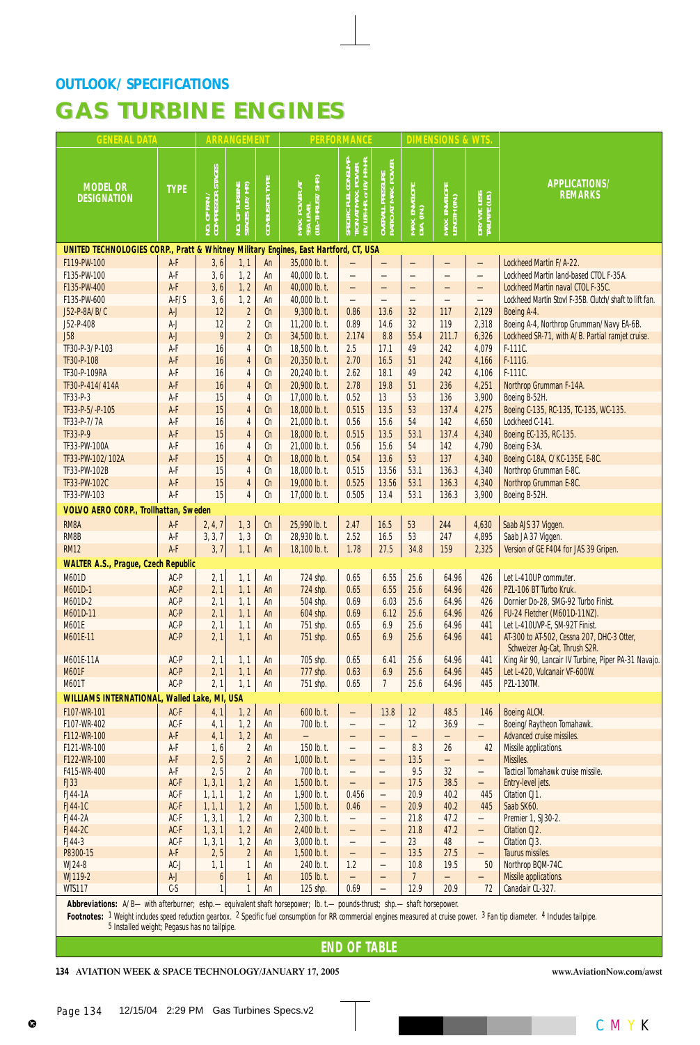## OUTLOOK/ SPECIFICATIONS

# GAS TURBINE ENGINES

| GENERAL DATA | | ARRANGEMENT | | | PERFORMANCE | | | DIMENSIONS & WTS. | | | |
|---|---|---|---|---|---|---|---|---|---|---|---|
| MODEL OR DESIGNATION | TYPE | NO. OF FAN/ COMPRESSOR STAGES | NO. OF TURBINE STAGES (L.P./ H.P.) | COMBUSTOR TYPE | MAX. POWER AT SEA LEVEL (LB.-THRUST/ SHP.) | SPECIFIC FUEL CONSUMPTION AT MAX. POWER LB/LB-HR. or LB/ HP-HR. | OVERALL PRESSURE RATIO AT MAX. POWER | MAX. ENVELOPE DIA. (IN.) | MAX. ENVELOPE LENGTH (IN.) | DRY WT. LESS TAILPIPE (LB.) | APPLICATIONS/ REMARKS |
| **UNITED TECHNOLOGIES CORP., Pratt & Whitney Military Engines, East Hartford, CT, USA** | | | | | | | | | | | |
| F119-PW-100 | A-F | 3, 6 | 1, 1 | An | 35,000 lb. t. | — | — | — | — | — | Lockheed Martin F/A-22. |
| F135-PW-100 | A-F | 3, 6 | 1, 2 | An | 40,000 lb. t. | — | — | — | — | — | Lockheed Martin land-based CTOL F-35A. |
| F135-PW-400 | A-F | 3, 6 | 1, 2 | An | 40,000 lb. t. | — | — | — | — | — | Lockheed Martin naval CTOL F-35C. |
| F135-PW-600 | A-F/S | 3, 6 | 1, 2 | An | 40,000 lb. t. | — | — | — | — | — | Lockheed Martin Stovl F-35B. Clutch/shaft to lift fan. |
| J52-P-8A/B/C | A-J | 12 | 2 | Cn | 9,300 lb. t. | 0.86 | 13.6 | 32 | 117 | 2,129 | Boeing A-4. |
| J52-P-408 | A-J | 12 | 2 | Cn | 11,200 lb. t. | 0.89 | 14.6 | 32 | 119 | 2,318 | Boeing A-4, Northrop Grumman/Navy EA-6B. |
| J58 | A-J | 9 | 2 | Cn | 34,500 lb. t. | 2.174 | 8.8 | 55.4 | 211.7 | 6,326 | Lockheed SR-71, with A/B. Partial ramjet cruise. |
| TF30-P-3/P-103 | A-F | 16 | 4 | Cn | 18,500 lb. t. | 2.5 | 17.1 | 49 | 242 | 4,079 | F-111C. |
| TF30-P-108 | A-F | 16 | 4 | Cn | 20,350 lb. t. | 2.70 | 16.5 | 51 | 242 | 4,166 | F-111G. |
| TF30-P-109RA | A-F | 16 | 4 | Cn | 20,240 lb. t. | 2.62 | 18.1 | 49 | 242 | 4,106 | F-111C. |
| TF30-P-414/414A | A-F | 16 | 4 | Cn | 20,900 lb. t. | 2.78 | 19.8 | 51 | 236 | 4,251 | Northrop Grumman F-14A. |
| TF33-P-3 | A-F | 15 | 4 | Cn | 17,000 lb. t. | 0.52 | 13 | 53 | 136 | 3,900 | Boeing B-52H. |
| TF33-P-5/-P-105 | A-F | 15 | 4 | Cn | 18,000 lb. t. | 0.515 | 13.5 | 53 | 137.4 | 4,275 | Boeing C-135, RC-135, TC-135, WC-135. |
| TF33-P-7/7A | A-F | 16 | 4 | Cn | 21,000 lb. t. | 0.56 | 15.6 | 54 | 142 | 4,650 | Lockheed C-141. |
| TF33-P-9 | A-F | 15 | 4 | Cn | 18,000 lb. t. | 0.515 | 13.5 | 53.1 | 137.4 | 4,340 | Boeing EC-135, RC-135. |
| TF33-PW-100A | A-F | 16 | 4 | Cn | 21,000 lb. t. | 0.56 | 15.6 | 54 | 142 | 4,790 | Boeing E-3A. |
| TF33-PW-102/102A | A-F | 15 | 4 | Cn | 18,000 lb. t. | 0.54 | 13.6 | 53 | 137 | 4,340 | Boeing C-18A, C/KC-135E, E-8C. |
| TF33-PW-102B | A-F | 15 | 4 | Cn | 18,000 lb. t. | 0.515 | 13.56 | 53.1 | 136.3 | 4,340 | Northrop Grumman E-8C. |
| TF33-PW-102C | A-F | 15 | 4 | Cn | 19,000 lb. t. | 0.525 | 13.56 | 53.1 | 136.3 | 4,340 | Northrop Grumman E-8C. |
| TF33-PW-103 | A-F | 15 | 4 | Cn | 17,000 lb. t. | 0.505 | 13.4 | 53.1 | 136.3 | 3,900 | Boeing B-52H. |
| **VOLVO AERO CORP., Trollhattan, Sweden** | | | | | | | | | | | |
| RM8A | A-F | 2, 4, 7 | 1, 3 | Cn | 25,990 lb. t. | 2.47 | 16.5 | 53 | 244 | 4,630 | Saab AJS 37 Viggen. |
| RM8B | A-F | 3, 3, 7 | 1, 3 | Cn | 28,930 lb. t. | 2.52 | 16.5 | 53 | 247 | 4,895 | Saab JA 37 Viggen. |
| RM12 | A-F | 3, 7 | 1, 1 | An | 18,100 lb. t. | 1.78 | 27.5 | 34.8 | 159 | 2,325 | Version of GE F404 for JAS 39 Gripen. |
| **WALTER A.S., Prague, Czech Republic** | | | | | | | | | | | |
| M601D | AC-P | 2, 1 | 1, 1 | An | 724 shp. | 0.65 | 6.55 | 25.6 | 64.96 | 426 | Let L-410UP commuter. |
| M601D-1 | AC-P | 2, 1 | 1, 1 | An | 724 shp. | 0.65 | 6.55 | 25.6 | 64.96 | 426 | PZL-106 BT Turbo Kruk. |
| M601D-2 | AC-P | 2, 1 | 1, 1 | An | 504 shp. | 0.69 | 6.03 | 25.6 | 64.96 | 426 | Dornier Do-28, SMG-92 Turbo Finist. |
| M601D-11 | AC-P | 2, 1 | 1, 1 | An | 604 shp. | 0.69 | 6.12 | 25.6 | 64.96 | 426 | FU-24 Fletcher (M601D-11NZ). |
| M601E | AC-P | 2, 1 | 1, 1 | An | 751 shp. | 0.65 | 6.9 | 25.6 | 64.96 | 441 | Let L-410UVP-E, SM-92T Finist. |
| M601E-11 | AC-P | 2, 1 | 1, 1 | An | 751 shp. | 0.65 | 6.9 | 25.6 | 64.96 | 441 | AT-300 to AT-502, Cessna 207, DHC-3 Otter, Schweizer Ag-Cat, Thrush S2R. |
| M601E-11A | AC-P | 2, 1 | 1, 1 | An | 705 shp. | 0.65 | 6.41 | 25.6 | 64.96 | 441 | King Air 90, Lancair IV Turbine, Piper PA-31 Navajo. |
| M601F | AC-P | 2, 1 | 1, 1 | An | 777 shp. | 0.63 | 6.9 | 25.6 | 64.96 | 445 | Let L-420, Vulcanair VF-600W. |
| M601T | AC-P | 2, 1 | 1, 1 | An | 751 shp. | 0.65 | 7 | 25.6 | 64.96 | 445 | PZL-130TM. |
| **WILLIAMS INTERNATIONAL, Walled Lake, MI, USA** | | | | | | | | | | | |
| F107-WR-101 | AC-F | 4, 1 | 1, 2 | An | 600 lb. t. | — | 13.8 | 12 | 48.5 | 146 | Boeing ALCM. |
| F107-WR-402 | AC-F | 4, 1 | 1, 2 | An | 700 lb. t. | — | — | 12 | 36.9 | — | Boeing/Raytheon Tomahawk. |
| F112-WR-100 | A-F | 4, 1 | 1, 2 | An | — | — | — | — | — | — | Advanced cruise missiles. |
| F121-WR-100 | A-F | 1, 6 | 2 | An | 150 lb. t. | — | — | 8.3 | 26 | 42 | Missile applications. |
| F122-WR-100 | A-F | 2, 5 | 2 | An | 1,000 lb. t. | — | — | 13.5 | — | — | Missiles. |
| F415-WR-400 | A-F | 2, 5 | 2 | An | 700 lb. t. | — | — | 9.5 | 32 | — | Tactical Tomahawk cruise missile. |
| FJ33 | AC-F | 1, 3, 1 | 1, 2 | An | 1,500 lb. t. | — | — | 17.5 | 38.5 | — | Entry-level jets. |
| FJ44-1A | AC-F | 1, 1, 1 | 1, 2 | An | 1,900 lb. t. | 0.456 | — | 20.9 | 40.2 | 445 | Citation CJ1. |
| FJ44-1C | AC-F | 1, 1, 1 | 1, 2 | An | 1,500 lb. t. | 0.46 | — | 20.9 | 40.2 | 445 | Saab SK60. |
| FJ44-2A | AC-F | 1, 3, 1 | 1, 2 | An | 2,300 lb. t. | — | — | 21.8 | 47.2 | — | Premier 1, SJ30-2. |
| FJ44-2C | AC-F | 1, 3, 1 | 1, 2 | An | 2,400 lb. t. | — | — | 21.8 | 47.2 | — | Citation CJ2. |
| FJ44-3 | AC-F | 1, 3, 1 | 1, 2 | An | 3,000 lb. t. | — | — | 23 | 48 | — | Citation CJ3. |
| P8300-15 | A-F | 2, 5 | 2 | An | 1,500 lb. t. | — | — | 13.5 | 27.5 | — | Taurus missiles. |
| WJ24-8 | AC-J | 1, 1 | 1 | An | 240 lb. t. | 1.2 | — | 10.8 | 19.5 | 50 | Northrop BQM-74C. |
| WJ119-2 | A-J | 6 | 1 | An | 105 lb. t. | — | — | 7 | — | — | Missile applications. |
| WTS117 | C-S | 1 | 1 | An | 125 shp. | 0.69 | — | 12.9 | 20.9 | 72 | Canadair CL-327. |

**Abbreviations:** A/B— with afterburner; eshp.— equivalent shaft horsepower; lb. t.— pounds-thrust; shp.— shaft horsepower.

**Footnotes:** [1] Weight includes speed reduction gearbox. [2] Specific fuel consumption for RR commercial engines measured at cruise power. [3] Fan tip diameter. [4] Includes tailpipe. [5] Installed weight; Pegasus has no tailpipe.

**END OF TABLE**